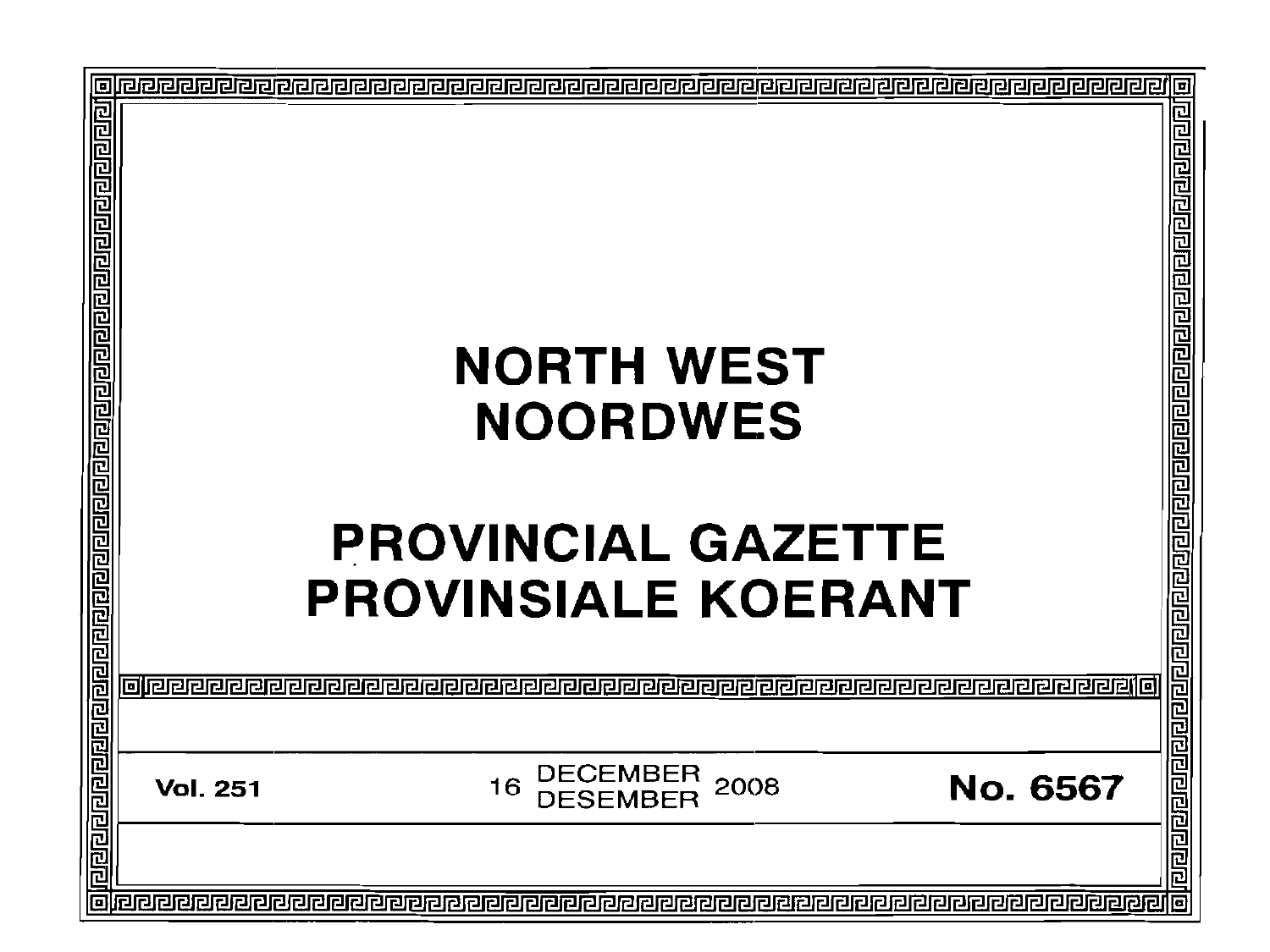# NORTH WEST
# NOORDWES

# PROVINCIAL GAZETTE
# PROVINSIALE KOERANT

**Vol. 251** 16 DECEMBER DESEMBER 2008 **No. 6567**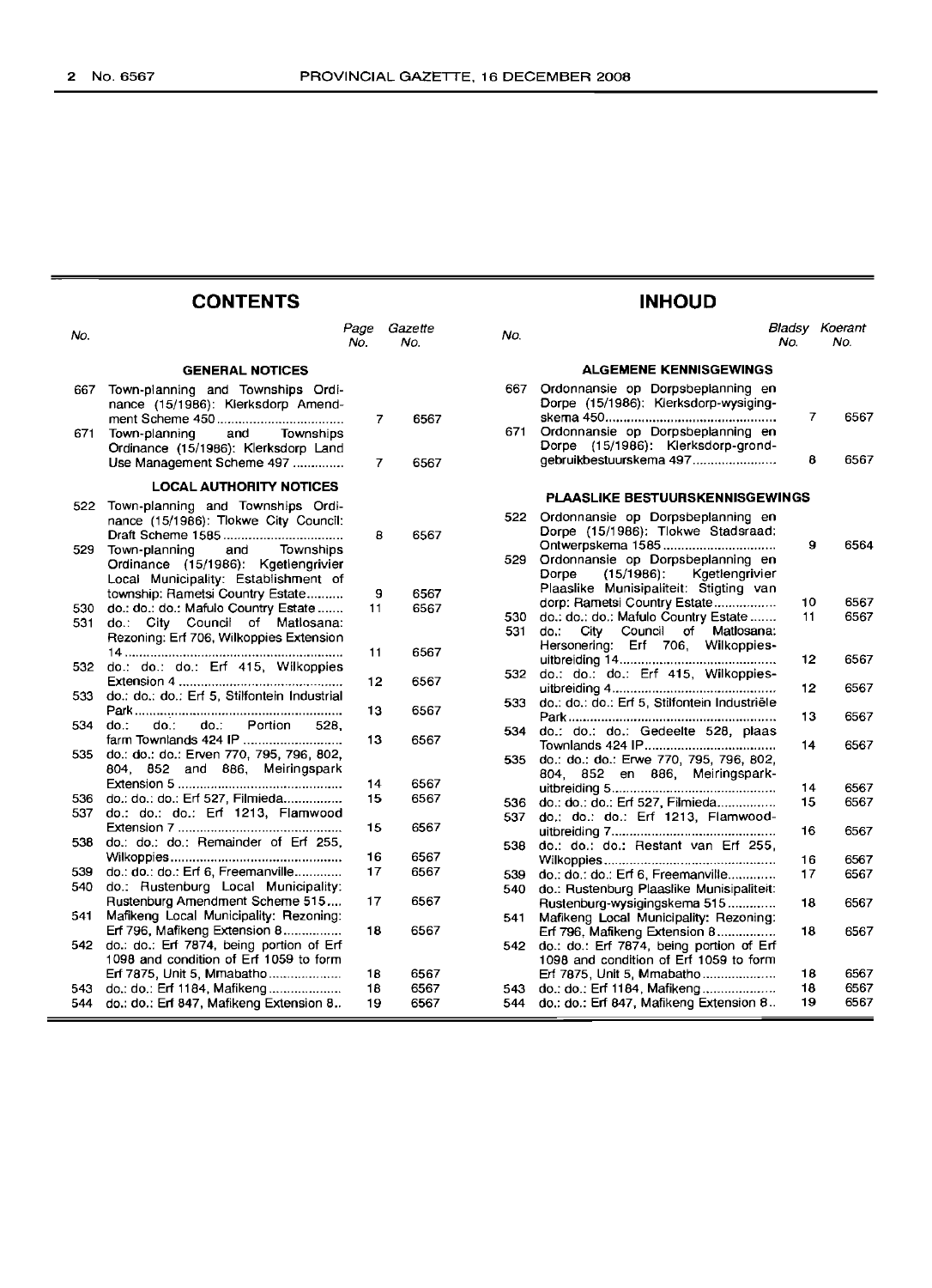## CONTENTS

| No. | | Page No. | Gazette No. |
|---|---|---|---|
| | **GENERAL NOTICES** | | |
| 667 | Town-planning and Townships Ordinance (15/1986): Klerksdorp Amendment Scheme 450 | 7 | 6567 |
| 671 | Town-planning and Townships Ordinance (15/1986): Klerksdorp Land Use Management Scheme 497 | 7 | 6567 |
| | **LOCAL AUTHORITY NOTICES** | | |
| 522 | Town-planning and Townships Ordinance (15/1986): Tlokwe City Council: Draft Scheme 1585 | 8 | 6567 |
| 529 | Town-planning and Townships Ordinance (15/1986): Kgetlengrivier Local Municipality: Establishment of township: Rametsi Country Estate | 9 | 6567 |
| 530 | do.: do.: do.: Mafulo Country Estate | 11 | 6567 |
| 531 | do.: City Council of Matlosana: Rezoning: Erf 706, Wilkoppies Extension 14 | 11 | 6567 |
| 532 | do.: do.: do.: Erf 415, Wilkoppies Extension 4 | 12 | 6567 |
| 533 | do.: do.: do.: Erf 5, Stilfontein Industrial Park | 13 | 6567 |
| 534 | do.: do.: do.: Portion 528, farm Townlands 424 IP | 13 | 6567 |
| 535 | do.: do.: do.: Erven 770, 795, 796, 802, 804, 852 and 886, Meiringspark Extension 5 | 14 | 6567 |
| 536 | do.: do.: do.: Erf 527, Filmieda | 15 | 6567 |
| 537 | do.: do.: do.: Erf 1213, Flamwood Extension 7 | 15 | 6567 |
| 538 | do.: do.: do.: Remainder of Erf 255, Wilkoppies | 16 | 6567 |
| 539 | do.: do.: do.: Erf 6, Freemanville | 17 | 6567 |
| 540 | do.: Rustenburg Local Municipality: Rustenburg Amendment Scheme 515 | 17 | 6567 |
| 541 | Mafikeng Local Municipality: Rezoning: Erf 796, Mafikeng Extension 8 | 18 | 6567 |
| 542 | do.: do.: Erf 7874, being portion of Erf 1098 and condition of Erf 1059 to form Erf 7875, Unit 5, Mmabatho | 18 | 6567 |
| 543 | do.: do.: Erf 1184, Mafikeng | 18 | 6567 |
| 544 | do.: do.: Erf 847, Mafikeng Extension 8 | 19 | 6567 |

## INHOUD

| No. | | Bladsy No. | Koerant No. |
|---|---|---|---|
| | **ALGEMENE KENNISGEWINGS** | | |
| 667 | Ordonnansie op Dorpsbeplanning en Dorpe (15/1986): Klerksdorp-wysigingskema 450 | 7 | 6567 |
| 671 | Ordonnansie op Dorpsbeplanning en Dorpe (15/1986): Klerksdorp-grondgebruikbestuurskema 497 | 8 | 6567 |
| | **PLAASLIKE BESTUURSKENNISGEWINGS** | | |
| 522 | Ordonnansie op Dorpsbeplanning en Dorpe (15/1986): Tlokwe Stadsraad: Ontwerpskema 1585 | 9 | 6564 |
| 529 | Ordonnansie op Dorpsbeplanning en Dorpe (15/1986): Kgetlengrivier Plaaslike Munisipaliteit: Stigting van dorp: Rametsi Country Estate | 10 | 6567 |
| 530 | do.: do.: do.: Mafulo Country Estate | 11 | 6567 |
| 531 | do.: City Council of Matlosana: Hersonering: Erf 706, Wilkoppies-uitbreiding 14 | 12 | 6567 |
| 532 | do.: do.: do.: Erf 415, Wilkoppies-uitbreiding 4 | 12 | 6567 |
| 533 | do.: do.: do.: Erf 5, Stilfontein Industriële Park | 13 | 6567 |
| 534 | do.: do.: do.: Gedeelte 528, plaas Townlands 424 IP | 14 | 6567 |
| 535 | do.: do.: do.: Erwe 770, 795, 796, 802, 804, 852 en 886, Meiringspark-uitbreiding 5 | 14 | 6567 |
| 536 | do.: do.: do.: Erf 527, Filmieda | 15 | 6567 |
| 537 | do.: do.: do.: Erf 1213, Flamwood-uitbreiding 7 | 16 | 6567 |
| 538 | do.: do.: do.: Restant van Erf 255, Wilkoppies | 16 | 6567 |
| 539 | do.: do.: do.: Erf 6, Freemanville | 17 | 6567 |
| 540 | do.: Rustenburg Plaaslike Munisipaliteit: Rustenburg-wysigingskema 515 | 18 | 6567 |
| 541 | Mafikeng Local Municipality: Rezoning: Erf 796, Mafikeng Extension 8 | 18 | 6567 |
| 542 | do.: do.: Erf 7874, being portion of Erf 1098 and condition of Erf 1059 to form Erf 7875, Unit 5, Mmabatho | 18 | 6567 |
| 543 | do.: do.: Erf 1184, Mafikeng | 18 | 6567 |
| 544 | do.: do.: Erf 847, Mafikeng Extension 8 | 19 | 6567 |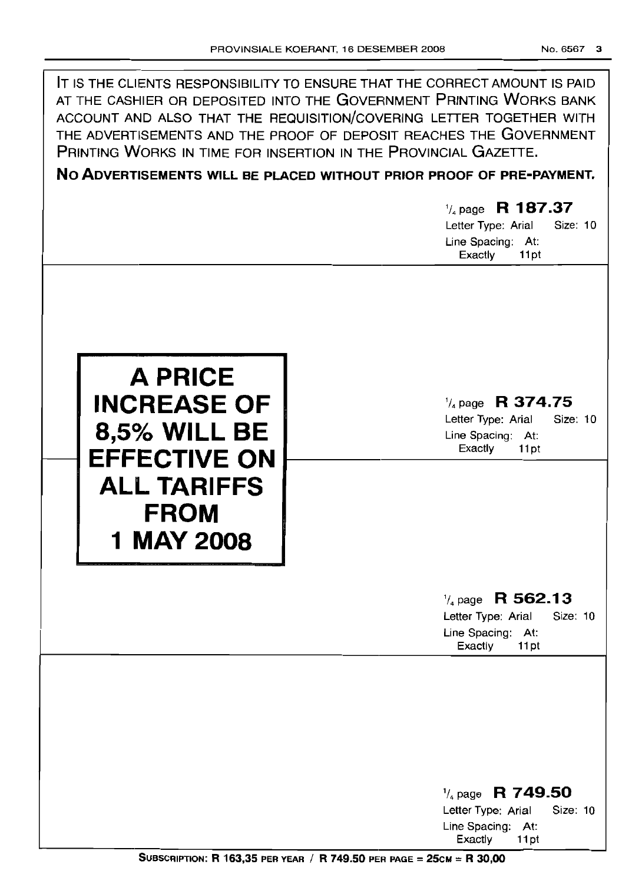IT IS THE CLIENTS RESPONSIBILITY TO ENSURE THAT THE CORRECT AMOUNT IS PAID AT THE CASHIER OR DEPOSITED INTO THE GOVERNMENT PRINTING WORKS BANK ACCOUNT AND ALSO THAT THE REQUISITION/COVERING LETTER TOGETHER WITH THE ADVERTISEMENTS AND THE PROOF OF DEPOSIT REACHES THE GOVERNMENT PRINTING WORKS IN TIME FOR INSERTION IN THE PROVINCIAL GAZETTE.

**NO ADVERTISEMENTS WILL BE PLACED WITHOUT PRIOR PROOF OF PRE-PAYMENT.**

¼ page **R 187.37**
Letter Type: Arial Size: 10
Line Spacing: At: Exactly 11pt

**A PRICE INCREASE OF 8,5% WILL BE EFFECTIVE ON ALL TARIFFS FROM 1 MAY 2008**

¼ page **R 374.75**
Letter Type: Arial Size: 10
Line Spacing: At: Exactly 11pt

¼ page **R 562.13**
Letter Type: Arial Size: 10
Line Spacing: At: Exactly 11pt

¼ page **R 749.50**
Letter Type: Arial Size: 10
Line Spacing: At: Exactly 11pt

**SUBSCRIPTION: R 163,35 PER YEAR / R 749.50 PER PAGE = 25CM = R 30,00**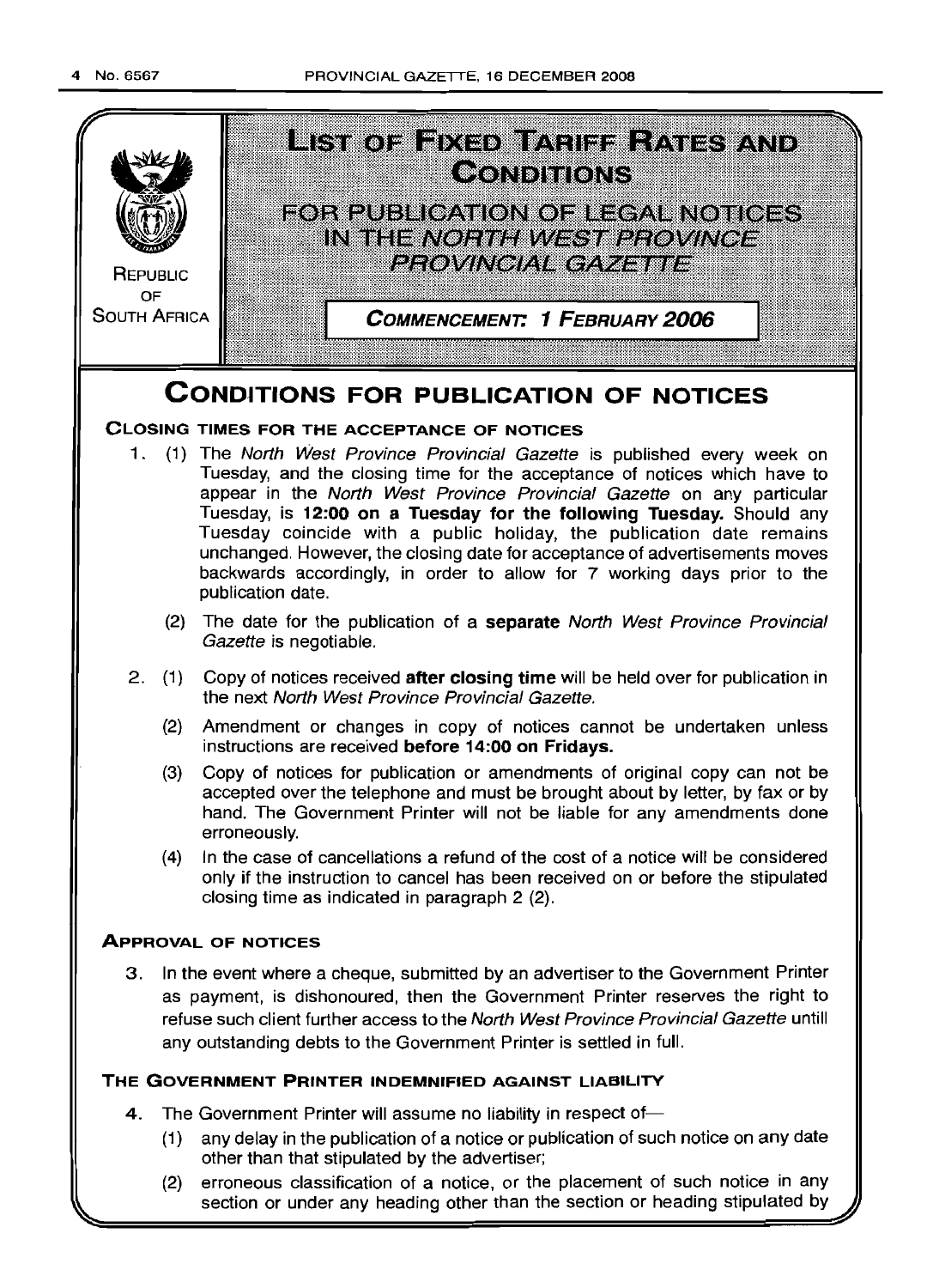# LIST OF FIXED TARIFF RATES AND CONDITIONS

## FOR PUBLICATION OF LEGAL NOTICES IN THE *NORTH WEST PROVINCE PROVINCIAL GAZETTE*

REPUBLIC OF SOUTH AFRICA

**COMMENCEMENT: 1 FEBRUARY 2006**

# CONDITIONS FOR PUBLICATION OF NOTICES

### CLOSING TIMES FOR THE ACCEPTANCE OF NOTICES

1. (1) The *North West Province Provincial Gazette* is published every week on Tuesday, and the closing time for the acceptance of notices which have to appear in the *North West Province Provincial Gazette* on any particular Tuesday, is **12:00 on a Tuesday for the following Tuesday.** Should any Tuesday coincide with a public holiday, the publication date remains unchanged. However, the closing date for acceptance of advertisements moves backwards accordingly, in order to allow for 7 working days prior to the publication date.

   (2) The date for the publication of a **separate** *North West Province Provincial Gazette* is negotiable.

2. (1) Copy of notices received **after closing time** will be held over for publication in the next *North West Province Provincial Gazette.*

   (2) Amendment or changes in copy of notices cannot be undertaken unless instructions are received **before 14:00 on Fridays.**

   (3) Copy of notices for publication or amendments of original copy can not be accepted over the telephone and must be brought about by letter, by fax or by hand. The Government Printer will not be liable for any amendments done erroneously.

   (4) In the case of cancellations a refund of the cost of a notice will be considered only if the instruction to cancel has been received on or before the stipulated closing time as indicated in paragraph 2 (2).

### APPROVAL OF NOTICES

3. In the event where a cheque, submitted by an advertiser to the Government Printer as payment, is dishonoured, then the Government Printer reserves the right to refuse such client further access to the *North West Province Provincial Gazette* untill any outstanding debts to the Government Printer is settled in full.

### THE GOVERNMENT PRINTER INDEMNIFIED AGAINST LIABILITY

4. The Government Printer will assume no liability in respect of—

   (1) any delay in the publication of a notice or publication of such notice on any date other than that stipulated by the advertiser;

   (2) erroneous classification of a notice, or the placement of such notice in any section or under any heading other than the section or heading stipulated by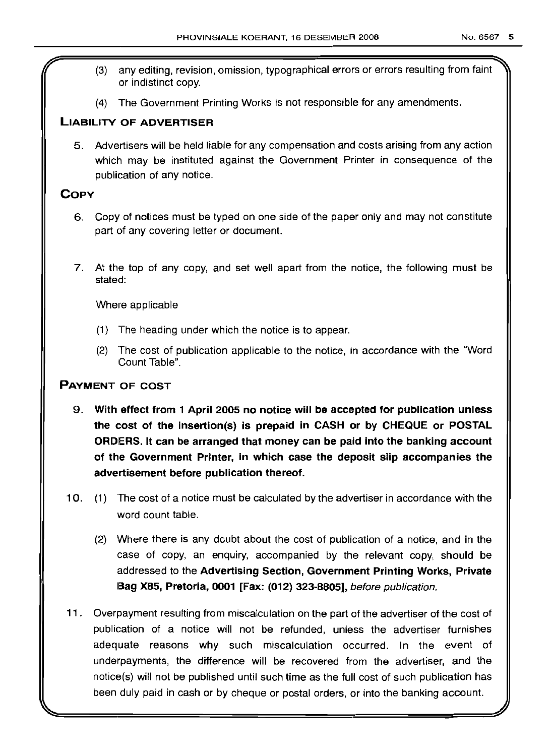(3) any editing, revision, omission, typographical errors or errors resulting from faint or indistinct copy.

(4) The Government Printing Works is not responsible for any amendments.

## LIABILITY OF ADVERTISER

5. Advertisers will be held liable for any compensation and costs arising from any action which may be instituted against the Government Printer in consequence of the publication of any notice.

## COPY

6. Copy of notices must be typed on one side of the paper only and may not constitute part of any covering letter or document.

7. At the top of any copy, and set well apart from the notice, the following must be stated:

   Where applicable

   (1) The heading under which the notice is to appear.

   (2) The cost of publication applicable to the notice, in accordance with the "Word Count Table".

## PAYMENT OF COST

9. **With effect from 1 April 2005 no notice will be accepted for publication unless the cost of the insertion(s) is prepaid in CASH or by CHEQUE or POSTAL ORDERS. It can be arranged that money can be paid into the banking account of the Government Printer, in which case the deposit slip accompanies the advertisement before publication thereof.**

10. (1) The cost of a notice must be calculated by the advertiser in accordance with the word count table.

    (2) Where there is any doubt about the cost of publication of a notice, and in the case of copy, an enquiry, accompanied by the relevant copy, should be addressed to the **Advertising Section, Government Printing Works, Private Bag X85, Pretoria, 0001 [Fax: (012) 323-8805],** *before publication.*

11. Overpayment resulting from miscalculation on the part of the advertiser of the cost of publication of a notice will not be refunded, unless the advertiser furnishes adequate reasons why such miscalculation occurred. In the event of underpayments, the difference will be recovered from the advertiser, and the notice(s) will not be published until such time as the full cost of such publication has been duly paid in cash or by cheque or postal orders, or into the banking account.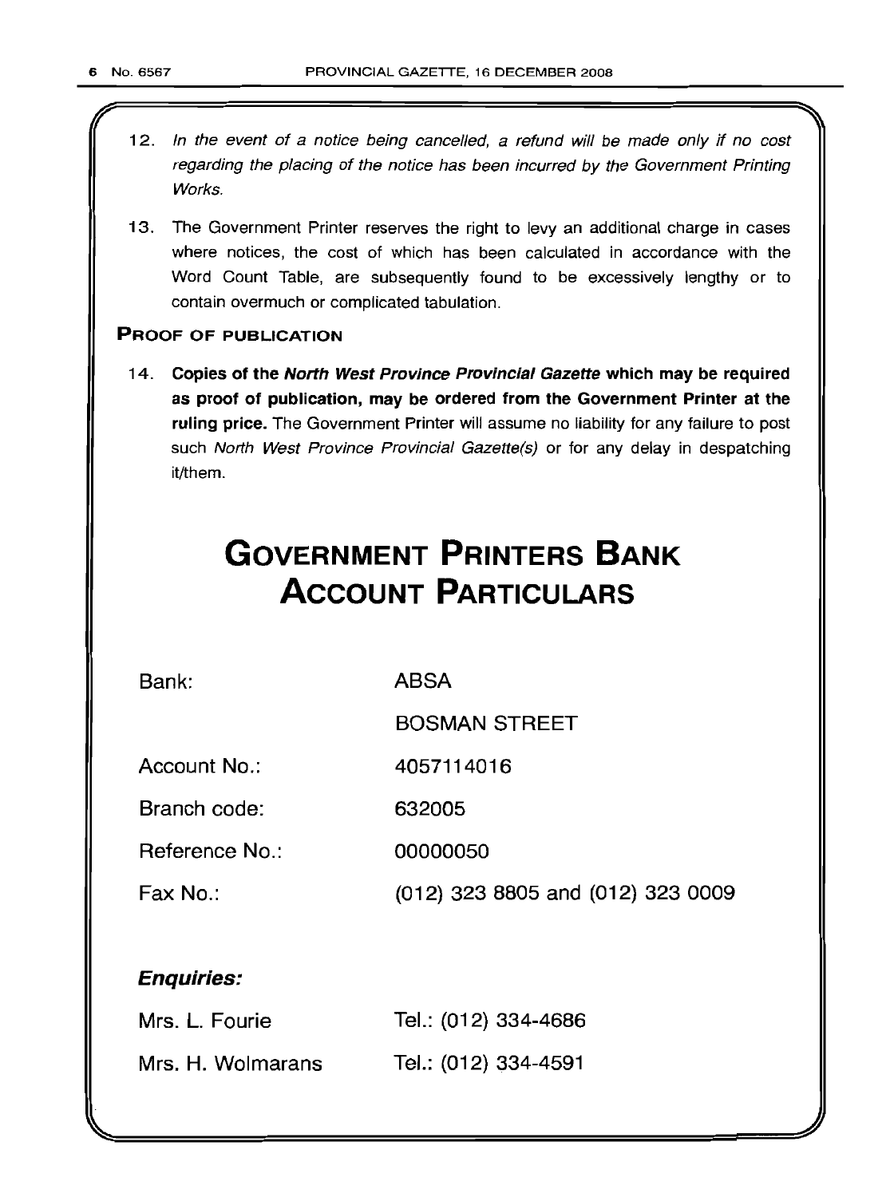12. *In the event of a notice being cancelled, a refund will be made only if no cost regarding the placing of the notice has been incurred by the Government Printing Works.*

13. The Government Printer reserves the right to levy an additional charge in cases where notices, the cost of which has been calculated in accordance with the Word Count Table, are subsequently found to be excessively lengthy or to contain overmuch or complicated tabulation.

**PROOF OF PUBLICATION**

14. **Copies of the *North West Province Provincial Gazette* which may be required as proof of publication, may be ordered from the Government Printer at the ruling price.** The Government Printer will assume no liability for any failure to post such *North West Province Provincial Gazette(s)* or for any delay in despatching it/them.

# GOVERNMENT PRINTERS BANK ACCOUNT PARTICULARS

| | |
|---|---|
| Bank: | ABSA |
| | BOSMAN STREET |
| Account No.: | 4057114016 |
| Branch code: | 632005 |
| Reference No.: | 00000050 |
| Fax No.: | (012) 323 8805 and (012) 323 0009 |

***Enquiries:***

| | |
|---|---|
| Mrs. L. Fourie | Tel.: (012) 334-4686 |
| Mrs. H. Wolmarans | Tel.: (012) 334-4591 |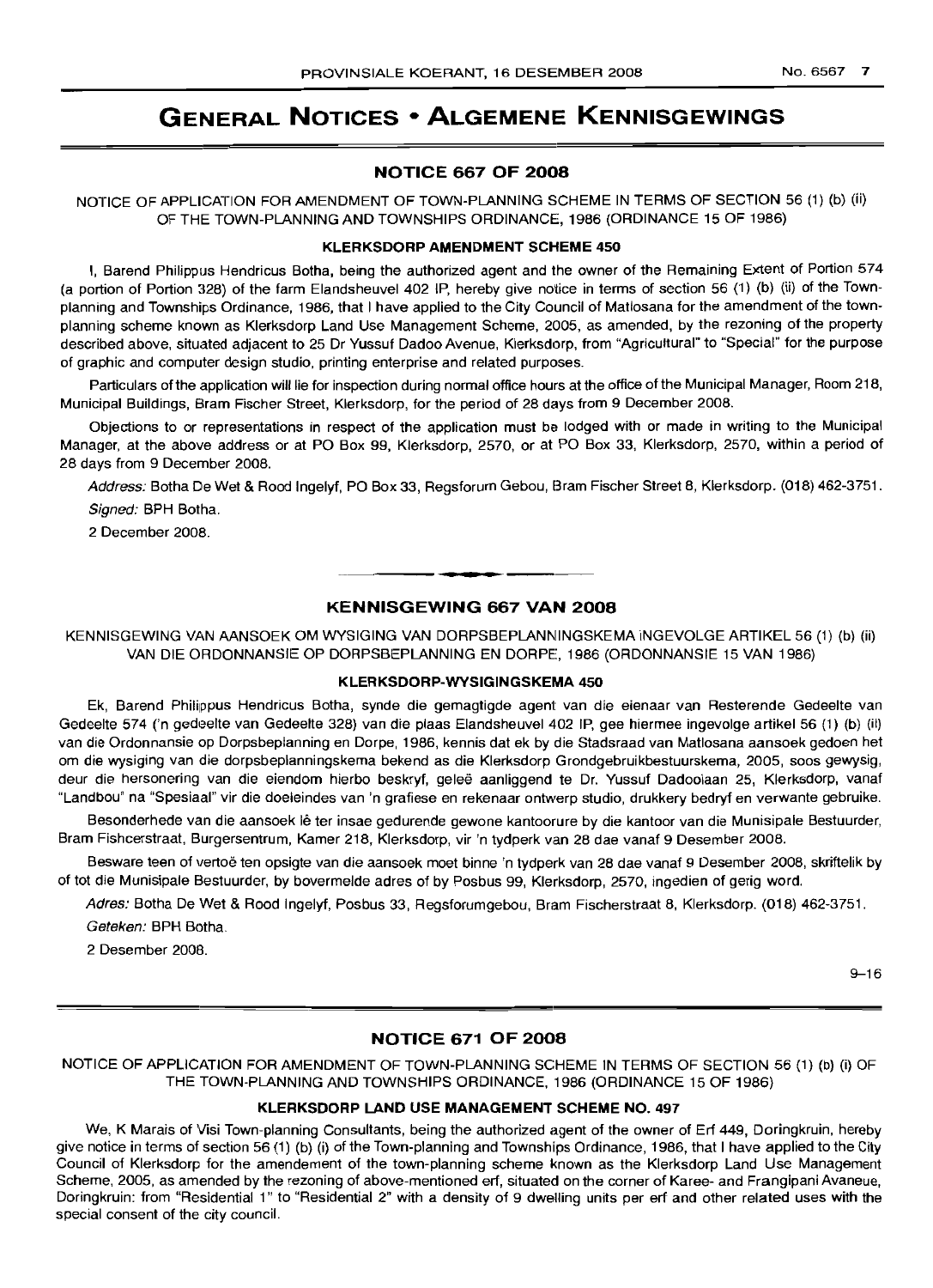# GENERAL NOTICES • ALGEMENE KENNISGEWINGS

## NOTICE 667 OF 2008

NOTICE OF APPLICATION FOR AMENDMENT OF TOWN-PLANNING SCHEME IN TERMS OF SECTION 56 (1) (b) (ii) OF THE TOWN-PLANNING AND TOWNSHIPS ORDINANCE, 1986 (ORDINANCE 15 OF 1986)

### KLERKSDORP AMENDMENT SCHEME 450

I, Barend Philippus Hendricus Botha, being the authorized agent and the owner of the Remaining Extent of Portion 574 (a portion of Portion 328) of the farm Elandsheuvel 402 IP, hereby give notice in terms of section 56 (1) (b) (ii) of the Town-planning and Townships Ordinance, 1986, that I have applied to the City Council of Matlosana for the amendment of the town-planning scheme known as Klerksdorp Land Use Management Scheme, 2005, as amended, by the rezoning of the property described above, situated adjacent to 25 Dr Yussuf Dadoo Avenue, Klerksdorp, from "Agricultural" to "Special" for the purpose of graphic and computer design studio, printing enterprise and related purposes.

Particulars of the application will lie for inspection during normal office hours at the office of the Municipal Manager, Room 218, Municipal Buildings, Bram Fischer Street, Klerksdorp, for the period of 28 days from 9 December 2008.

Objections to or representations in respect of the application must be lodged with or made in writing to the Municipal Manager, at the above address or at PO Box 99, Klerksdorp, 2570, or at PO Box 33, Klerksdorp, 2570, within a period of 28 days from 9 December 2008.

*Address:* Botha De Wet & Rood Ingelyf, PO Box 33, Regsforum Gebou, Bram Fischer Street 8, Klerksdorp. (018) 462-3751.

*Signed:* BPH Botha.

2 December 2008.

---

## KENNISGEWING 667 VAN 2008

KENNISGEWING VAN AANSOEK OM WYSIGING VAN DORPSBEPLANNINGSKEMA INGEVOLGE ARTIKEL 56 (1) (b) (ii) VAN DIE ORDONNANSIE OP DORPSBEPLANNING EN DORPE, 1986 (ORDONNANSIE 15 VAN 1986)

### KLERKSDORP-WYSIGINGSKEMA 450

Ek, Barend Philippus Hendricus Botha, synde die gemagtigde agent van die eienaar van Resterende Gedeelte van Gedeelte 574 ('n gedeelte van Gedeelte 328) van die plaas Elandsheuvel 402 IP, gee hiermee ingevolge artikel 56 (1) (b) (ii) van die Ordonnansie op Dorpsbeplanning en Dorpe, 1986, kennis dat ek by die Stadsraad van Matlosana aansoek gedoen het om die wysiging van die dorpsbeplanningskema bekend as die Klerksdorp Grondgebruikbestuurskema, 2005, soos gewysig, deur die hersonering van die eiendom hierbo beskryf, geleë aanliggend te Dr. Yussuf Dadoolaan 25, Klerksdorp, vanaf "Landbou" na "Spesiaal" vir die doeleindes van 'n grafiese en rekenaar ontwerp studio, drukkery bedryf en verwante gebruike.

Besonderhede van die aansoek lê ter insae gedurende gewone kantoorure by die kantoor van die Munisipale Bestuurder, Bram Fishcerstraat, Burgersentrum, Kamer 218, Klerksdorp, vir 'n tydperk van 28 dae vanaf 9 Desember 2008.

Besware teen of vertoë ten opsigte van die aansoek moet binne 'n tydperk van 28 dae vanaf 9 Desember 2008, skriftelik by of tot die Munisipale Bestuurder, by bovermelde adres of by Posbus 99, Klerksdorp, 2570, ingedien of gerig word.

*Adres:* Botha De Wet & Rood Ingelyf, Posbus 33, Regsforumgebou, Bram Fischerstraat 8, Klerksdorp. (018) 462-3751.

*Geteken:* BPH Botha.

2 Desember 2008.

9–16

---

## NOTICE 671 OF 2008

NOTICE OF APPLICATION FOR AMENDMENT OF TOWN-PLANNING SCHEME IN TERMS OF SECTION 56 (1) (b) (i) OF THE TOWN-PLANNING AND TOWNSHIPS ORDINANCE, 1986 (ORDINANCE 15 OF 1986)

### KLERKSDORP LAND USE MANAGEMENT SCHEME NO. 497

We, K Marais of Visi Town-planning Consultants, being the authorized agent of the owner of Erf 449, Doringkruin, hereby give notice in terms of section 56 (1) (b) (i) of the Town-planning and Townships Ordinance, 1986, that I have applied to the City Council of Klerksdorp for the amendement of the town-planning scheme known as the Klerksdorp Land Use Management Scheme, 2005, as amended by the rezoning of above-mentioned erf, situated on the corner of Karee- and Frangipani Avaneue, Doringkruin: from "Residential 1" to "Residential 2" with a density of 9 dwelling units per erf and other related uses with the special consent of the city council.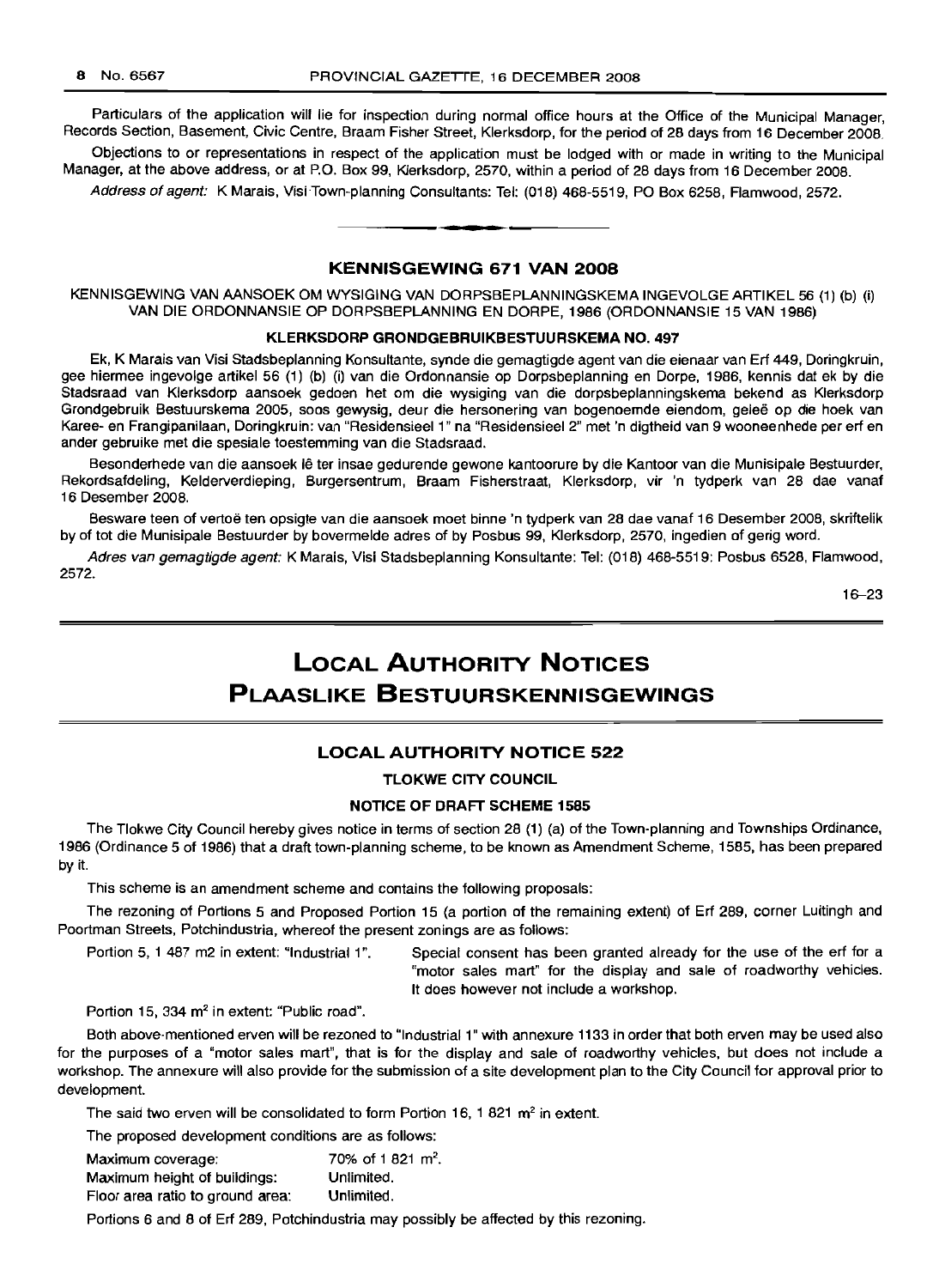Particulars of the application will lie for inspection during normal office hours at the Office of the Municipal Manager, Records Section, Basement, Civic Centre, Braam Fisher Street, Klerksdorp, for the period of 28 days from 16 December 2008.

Objections to or representations in respect of the application must be lodged with or made in writing to the Municipal Manager, at the above address, or at P.O. Box 99, Klerksdorp, 2570, within a period of 28 days from 16 December 2008.

*Address of agent:* K Marais, Visi Town-planning Consultants: Tel: (018) 468-5519, PO Box 6258, Flamwood, 2572.

---

## KENNISGEWING 671 VAN 2008

KENNISGEWING VAN AANSOEK OM WYSIGING VAN DORPSBEPLANNINGSKEMA INGEVOLGE ARTIKEL 56 (1) (b) (i) VAN DIE ORDONNANSIE OP DORPSBEPLANNING EN DORPE, 1986 (ORDONNANSIE 15 VAN 1986)

### KLERKSDORP GRONDGEBRUIKBESTUURSKEMA NO. 497

Ek, K Marais van Visi Stadsbeplanning Konsultante, synde die gemagtigde agent van die eienaar van Erf 449, Doringkruin, gee hiermee ingevolge artikel 56 (1) (b) (i) van die Ordonnansie op Dorpsbeplanning en Dorpe, 1986, kennis dat ek by die Stadsraad van Klerksdorp aansoek gedoen het om die wysiging van die dorpsbeplanningskema bekend as Klerksdorp Grondgebruik Bestuurskema 2005, soos gewysig, deur die hersonering van bogenoemde eiendom, geleë op die hoek van Karee- en Frangipanilaan, Doringkruin: van "Residensieel 1" na "Residensieel 2" met 'n digtheid van 9 wooneenhede per erf en ander gebruike met die spesiale toestemming van die Stadsraad.

Besonderhede van die aansoek lê ter insae gedurende gewone kantoorure by die Kantoor van die Munisipale Bestuurder, Rekordsafdeling, Kelderverdieping, Burgersentrum, Braam Fisherstraat, Klerksdorp, vir 'n tydperk van 28 dae vanaf 16 Desember 2008.

Besware teen of vertoë ten opsigte van die aansoek moet binne 'n tydperk van 28 dae vanaf 16 Desember 2008, skriftelik by of tot die Munisipale Bestuurder by bovermelde adres of by Posbus 99, Klerksdorp, 2570, ingedien of gerig word.

*Adres van gemagtigde agent:* K Marais, Visi Stadsbeplanning Konsultante: Tel: (018) 468-5519: Posbus 6528, Flamwood, 2572.

16–23

---

# LOCAL AUTHORITY NOTICES
# PLAASLIKE BESTUURSKENNISGEWINGS

## LOCAL AUTHORITY NOTICE 522

### TLOKWE CITY COUNCIL

### NOTICE OF DRAFT SCHEME 1585

The Tlokwe City Council hereby gives notice in terms of section 28 (1) (a) of the Town-planning and Townships Ordinance, 1986 (Ordinance 5 of 1986) that a draft town-planning scheme, to be known as Amendment Scheme, 1585, has been prepared by it.

This scheme is an amendment scheme and contains the following proposals:

The rezoning of Portions 5 and Proposed Portion 15 (a portion of the remaining extent) of Erf 289, corner Luitingh and Poortman Streets, Potchindustria, whereof the present zonings are as follows:

Portion 5, 1 487 m2 in extent: "Industrial 1". Special consent has been granted already for the use of the erf for a "motor sales mart" for the display and sale of roadworthy vehicles. It does however not include a workshop.

Portion 15, 334 $m^2$ in extent: "Public road".

Both above-mentioned erven will be rezoned to "Industrial 1" with annexure 1133 in order that both erven may be used also for the purposes of a "motor sales mart", that is for the display and sale of roadworthy vehicles, but does not include a workshop. The annexure will also provide for the submission of a site development plan to the City Council for approval prior to development.

The said two erven will be consolidated to form Portion 16, 1 821 $m^2$ in extent.

The proposed development conditions are as follows:

| | |
|---|---|
| Maximum coverage: | 70% of 1 821 $m^2$. |
| Maximum height of buildings: | Unlimited. |
| Floor area ratio to ground area: | Unlimited. |

Portions 6 and 8 of Erf 289, Potchindustria may possibly be affected by this rezoning.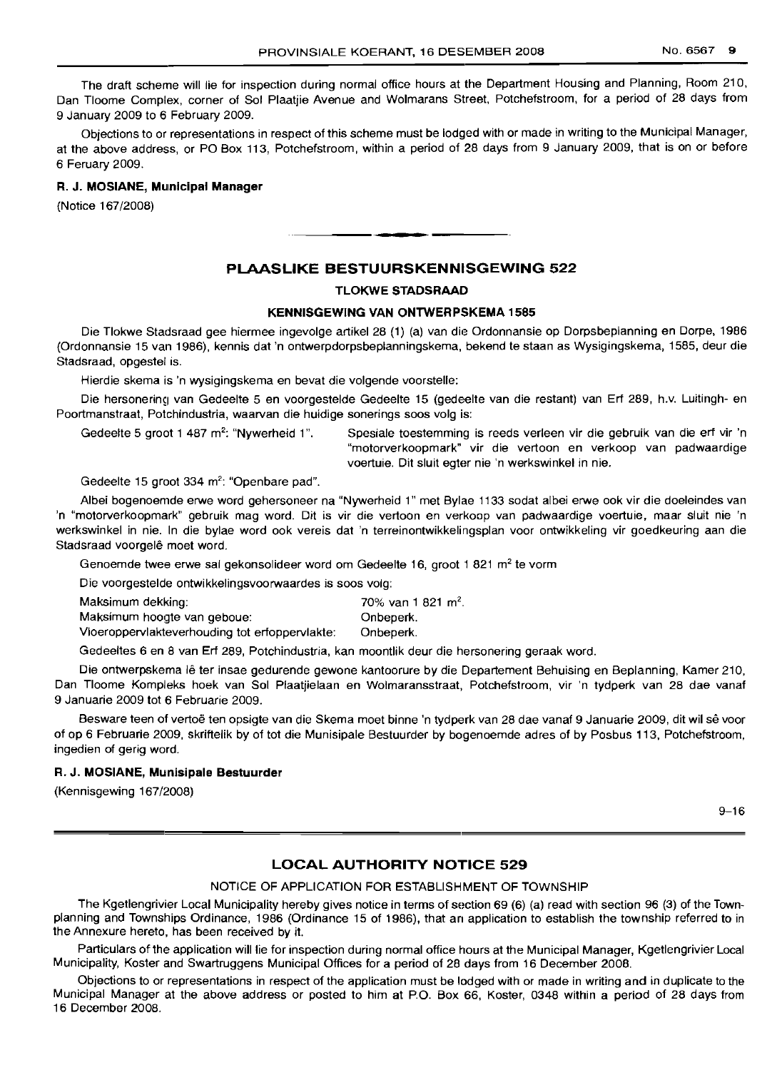The draft scheme will lie for inspection during normal office hours at the Department Housing and Planning, Room 210, Dan Tloome Complex, corner of Sol Plaatjie Avenue and Wolmarans Street, Potchefstroom, for a period of 28 days from 9 January 2009 to 6 February 2009.

Objections to or representations in respect of this scheme must be lodged with or made in writing to the Municipal Manager, at the above address, or PO Box 113, Potchefstroom, within a period of 28 days from 9 January 2009, that is on or before 6 Feruary 2009.

**R. J. MOSIANE, Municipal Manager**

(Notice 167/2008)

---

## PLAASLIKE BESTUURSKENNISGEWING 522

### TLOKWE STADSRAAD

### KENNISGEWING VAN ONTWERPSKEMA 1585

Die Tlokwe Stadsraad gee hiermee ingevolge artikel 28 (1) (a) van die Ordonnansie op Dorpsbeplanning en Dorpe, 1986 (Ordonnansie 15 van 1986), kennis dat 'n ontwerpdorpsbeplanningskema, bekend te staan as Wysigingskema, 1585, deur die Stadsraad, opgestel is.

Hierdie skema is 'n wysigingskema en bevat die volgende voorstelle:

Die hersonering van Gedeelte 5 en voorgestelde Gedeelte 15 (gedeelte van die restant) van Erf 289, h.v. Luitingh- en Poortmanstraat, Potchindustria, waarvan die huidige sonerings soos volg is:

Gedeelte 5 groot 1 487 m²: "Nywerheid 1". Spesiale toestemming is reeds verleen vir die gebruik van die erf vir 'n "motorverkoopmark" vir die vertoon en verkoop van padwaardige voertuie. Dit sluit egter nie 'n werkswinkel in nie.

Gedeelte 15 groot 334 m²: "Openbare pad".

Albei bogenoemde erwe word gehersoneer na "Nywerheid 1" met Bylae 1133 sodat albei erwe ook vir die doeleindes van 'n "motorverkoopmark" gebruik mag word. Dit is vir die vertoon en verkoop van padwaardige voertuie, maar sluit nie 'n werkswinkel in nie. In die bylae word ook vereis dat 'n terreinontwikkelingsplan voor ontwikkeling vir goedkeuring aan die Stadsraad voorgelê moet word.

Genoemde twee erwe sal gekonsolideer word om Gedeelte 16, groot 1 821 m² te vorm

Die voorgestelde ontwikkelingsvoorwaardes is soos volg:

| | |
|---|---|
| Maksimum dekking: | 70% van 1 821 m². |
| Maksimum hoogte van geboue: | Onbeperk. |
| Vloeroppervlakteverhouding tot erfoppervlakte: | Onbeperk. |

Gedeeltes 6 en 8 van Erf 289, Potchindustria, kan moontlik deur die hersonering geraak word.

Die ontwerpskema lê ter insae gedurende gewone kantoorure by die Departement Behuising en Beplanning, Kamer 210, Dan Tloome Kompleks hoek van Sol Plaatjielaan en Wolmaransstraat, Potchefstroom, vir 'n tydperk van 28 dae vanaf 9 Januarie 2009 tot 6 Februarie 2009.

Besware teen of vertoë ten opsigte van die Skema moet binne 'n tydperk van 28 dae vanaf 9 Januarie 2009, dit wil sê voor of op 6 Februarie 2009, skriftelik by of tot die Munisipale Bestuurder by bogenoemde adres of by Posbus 113, Potchefstroom, ingedien of gerig word.

**R. J. MOSIANE, Munisipale Bestuurder**

(Kennisgewing 167/2008)

9–16

---

## LOCAL AUTHORITY NOTICE 529

NOTICE OF APPLICATION FOR ESTABLISHMENT OF TOWNSHIP

The Kgetlengrivier Local Municipality hereby gives notice in terms of section 69 (6) (a) read with section 96 (3) of the Town-planning and Townships Ordinance, 1986 (Ordinance 15 of 1986), that an application to establish the township referred to in the Annexure hereto, has been received by it.

Particulars of the application will lie for inspection during normal office hours at the Municipal Manager, Kgetlengrivier Local Municipality, Koster and Swartruggens Municipal Offices for a period of 28 days from 16 December 2008.

Objections to or representations in respect of the application must be lodged with or made in writing and in duplicate to the Municipal Manager at the above address or posted to him at P.O. Box 66, Koster, 0348 within a period of 28 days from 16 December 2008.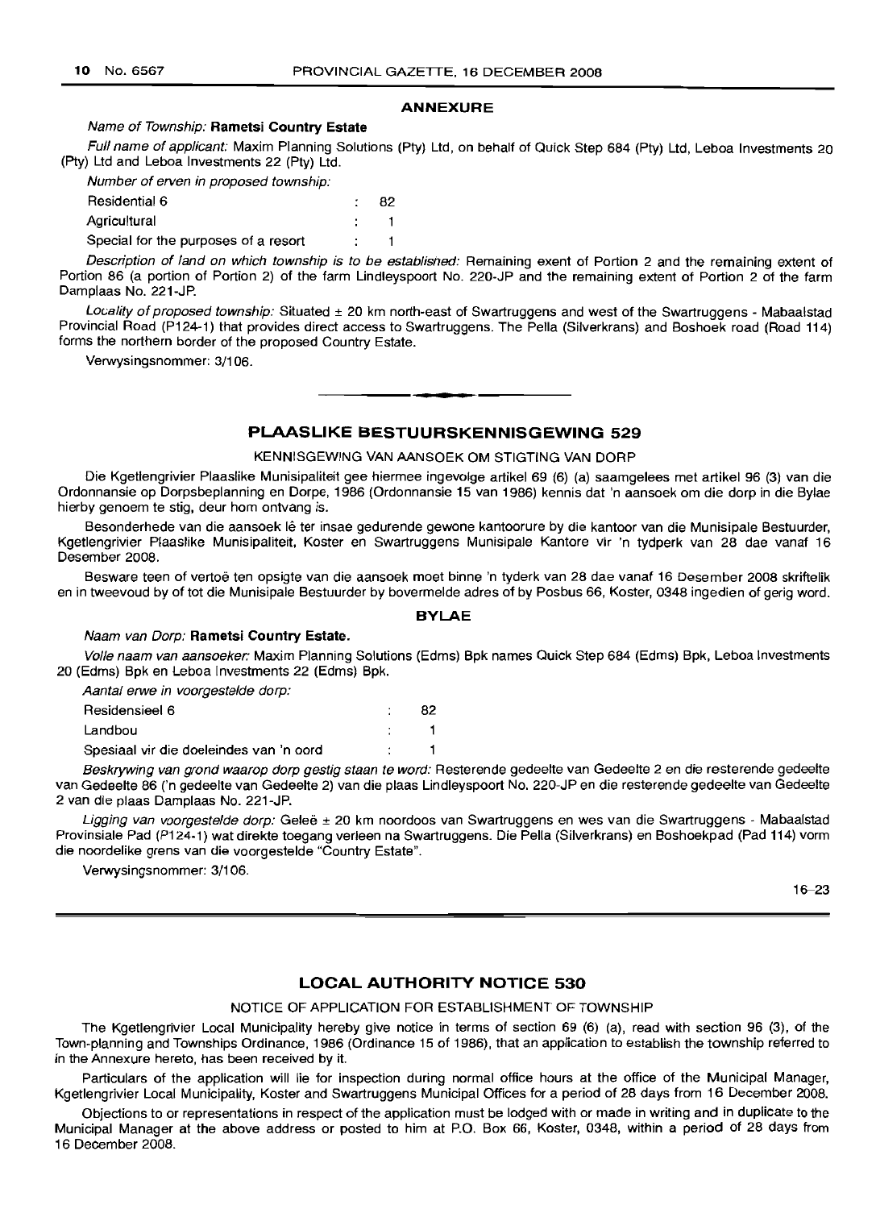## ANNEXURE

*Name of Township:* **Rametsi Country Estate**

*Full name of applicant:* Maxim Planning Solutions (Pty) Ltd, on behalf of Quick Step 684 (Pty) Ltd, Leboa Investments 20 (Pty) Ltd and Leboa Investments 22 (Pty) Ltd.

*Number of erven in proposed township:*

| | | |
|---|---|---|
| Residential 6 | : | 82 |
| Agricultural | : | 1 |
| Special for the purposes of a resort | : | 1 |

*Description of land on which township is to be established:* Remaining exent of Portion 2 and the remaining extent of Portion 86 (a portion of Portion 2) of the farm Lindleyspoort No. 220-JP and the remaining extent of Portion 2 of the farm Damplaas No. 221-JP.

*Locality of proposed township:* Situated ± 20 km north-east of Swartruggens and west of the Swartruggens - Mabaalstad Provincial Road (P124-1) that provides direct access to Swartruggens. The Pella (Silverkrans) and Boshoek road (Road 114) forms the northern border of the proposed Country Estate.

Verwysingsnommer: 3/106.

---

## PLAASLIKE BESTUURSKENNISGEWING 529

### KENNISGEWING VAN AANSOEK OM STIGTING VAN DORP

Die Kgetlengrivier Plaaslike Munisipaliteit gee hiermee ingevolge artikel 69 (6) (a) saamgelees met artikel 96 (3) van die Ordonnansie op Dorpsbeplanning en Dorpe, 1986 (Ordonnansie 15 van 1986) kennis dat 'n aansoek om die dorp in die Bylae hierby genoem te stig, deur hom ontvang is.

Besonderhede van die aansoek lê ter insae gedurende gewone kantoorure by die kantoor van die Munisipale Bestuurder, Kgetlengrivier Plaaslike Munisipaliteit, Koster en Swartruggens Munisipale Kantore vir 'n tydperk van 28 dae vanaf 16 Desember 2008.

Besware teen of vertoë ten opsigte van die aansoek moet binne 'n tyderk van 28 dae vanaf 16 Desember 2008 skriftelik en in tweevoud by of tot die Munisipale Bestuurder by bovermelde adres of by Posbus 66, Koster, 0348 ingedien of gerig word.

## BYLAE

*Naam van Dorp:* **Rametsi Country Estate.**

*Volle naam van aansoeker:* Maxim Planning Solutions (Edms) Bpk names Quick Step 684 (Edms) Bpk, Leboa Investments 20 (Edms) Bpk en Leboa Investments 22 (Edms) Bpk.

*Aantal erwe in voorgestelde dorp:*

| | | |
|---|---|---|
| Residensieel 6 | : | 82 |
| Landbou | : | 1 |
| Spesiaal vir die doeleindes van 'n oord | : | 1 |

*Beskrywing van grond waarop dorp gestig staan te word:* Resterende gedeelte van Gedeelte 2 en die resterende gedeelte van Gedeelte 86 ('n gedeelte van Gedeelte 2) van die plaas Lindleyspoort No. 220-JP en die resterende gedeelte van Gedeelte 2 van die plaas Damplaas No. 221-JP.

*Ligging van voorgestelde dorp:* Geleë ± 20 km noordoos van Swartruggens en wes van die Swartruggens - Mabaalstad Provinsiale Pad (P124-1) wat direkte toegang verleen na Swartruggens. Die Pella (Silverkrans) en Boshoekpad (Pad 114) vorm die noordelike grens van die voorgestelde "Country Estate".

Verwysingsnommer: 3/106.

16–23

---

## LOCAL AUTHORITY NOTICE 530

### NOTICE OF APPLICATION FOR ESTABLISHMENT OF TOWNSHIP

The Kgetlengrivier Local Municipality hereby give notice in terms of section 69 (6) (a), read with section 96 (3), of the Town-planning and Townships Ordinance, 1986 (Ordinance 15 of 1986), that an application to establish the township referred to in the Annexure hereto, has been received by it.

Particulars of the application will lie for inspection during normal office hours at the office of the Municipal Manager, Kgetlengrivier Local Municipality, Koster and Swartruggens Municipal Offices for a period of 28 days from 16 December 2008.

Objections to or representations in respect of the application must be lodged with or made in writing and in duplicate to the Municipal Manager at the above address or posted to him at P.O. Box 66, Koster, 0348, within a period of 28 days from 16 December 2008.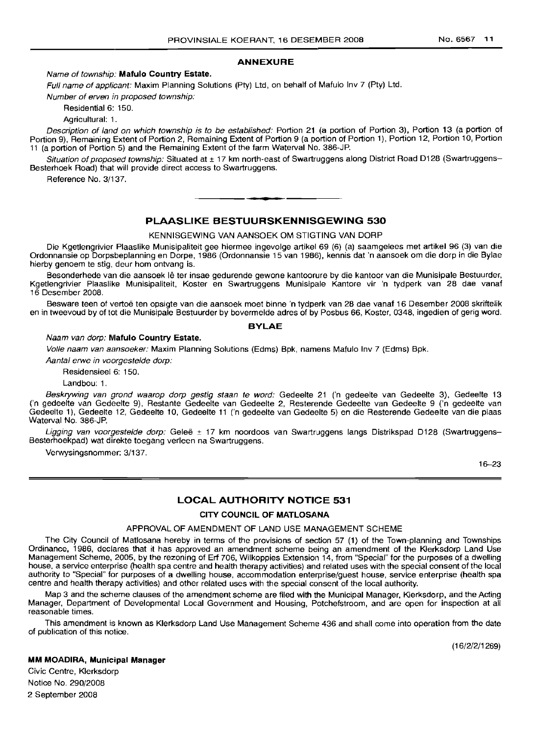## ANNEXURE

*Name of township:* **Mafulo Country Estate.**

*Full name of applicant:* Maxim Planning Solutions (Pty) Ltd, on behalf of Mafulo Inv 7 (Pty) Ltd.

*Number of erven in proposed township:*

Residential 6: 150.

Agricultural: 1.

*Description of land on which township is to be established:* Portion 21 (a portion of Portion 3), Portion 13 (a portion of Portion 9), Remaining Extent of Portion 2, Remaining Extent of Portion 9 (a portion of Portion 1), Portion 12, Portion 10, Portion 11 (a portion of Portion 5) and the Remaining Extent of the farm Waterval No. 386-JP.

*Situation of proposed township:* Situated at ± 17 km north-east of Swartruggens along District Road D128 (Swartruggens–Besterhoek Road) that will provide direct access to Swartruggens.

Reference No. 3/137.

---

## PLAASLIKE BESTUURSKENNISGEWING 530

KENNISGEWING VAN AANSOEK OM STIGTING VAN DORP

Die Kgetlengrivier Plaaslike Munisipaliteit gee hiermee ingevolge artikel 69 (6) (a) saamgelees met artikel 96 (3) van die Ordonnansie op Dorpsbeplanning en Dorpe, 1986 (Ordonnansie 15 van 1986), kennis dat 'n aansoek om die dorp in die Bylae hierby genoem te stig, deur hom ontvang is.

Besonderhede van die aansoek lê ter insae gedurende gewone kantoorure by die kantoor van die Munisipale Bestuurder, Kgetlengrivier Plaaslike Munisipaliteit, Koster en Swartruggens Munisipale Kantore vir 'n tydperk van 28 dae vanaf 16 Desember 2008.

Besware teen of vertoë ten opsigte van die aansoek moet binne 'n tydperk van 28 dae vanaf 16 Desember 2008 skriftelik en in tweevoud by of tot die Munisipale Bestuurder by bovermelde adres of by Posbus 66, Koster, 0348, ingedien of gerig word.

### BYLAE

*Naam van dorp:* **Mafulo Country Estate.**

*Volle naam van aansoeker:* Maxim Planning Solutions (Edms) Bpk, namens Mafulo Inv 7 (Edms) Bpk.

*Aantal erwe in voorgestelde dorp:*

Residensieel 6: 150.

Landbou: 1.

*Beskrywing van grond waarop dorp gestig staan te word:* Gedeelte 21 ('n gedeelte van Gedeelte 3), Gedeelte 13 ('n gedeelte van Gedeelte 9), Restante Gedeelte van Gedeelte 2, Resterende Gedeelte van Gedeelte 9 ('n gedeelte van Gedeelte 1), Gedeelte 12, Gedeelte 10, Gedeelte 11 ('n gedeelte van Gedeelte 5) en die Resterende Gedeelte van die plaas Waterval No. 386-JP.

*Ligging van voorgestelde dorp:* Geleë ± 17 km noordoos van Swartruggens langs Distrikspad D128 (Swartruggens–Besterhoekpad) wat direkte toegang verleen na Swartruggens.

Verwysingsnommer: 3/137.

16–23

---

## LOCAL AUTHORITY NOTICE 531

### CITY COUNCIL OF MATLOSANA

APPROVAL OF AMENDMENT OF LAND USE MANAGEMENT SCHEME

The City Council of Matlosana hereby in terms of the provisions of section 57 (1) of the Town-planning and Townships Ordinance, 1986, declares that it has approved an amendment scheme being an amendment of the Klerksdorp Land Use Management Scheme, 2005, by the rezoning of Erf 706, Wilkoppies Extension 14, from "Special" for the purposes of a dwelling house, a service enterprise (health spa centre and health therapy activities) and related uses with the special consent of the local authority to "Special" for purposes of a dwelling house, accommodation enterprise/guest house, service enterprise (health spa centre and health therapy activities) and other related uses with the special consent of the local authority.

Map 3 and the scheme clauses of the amendment scheme are filed with the Municipal Manager, Klerksdorp, and the Acting Manager, Department of Developmental Local Government and Housing, Potchefstroom, and are open for inspection at all reasonable times.

This amendment is known as Klerksdorp Land Use Management Scheme 436 and shall come into operation from the date of publication of this notice.

(16/2/2/1269)

**MM MOADIRA, Municipal Manager**

Civic Centre, Klerksdorp

Notice No. 290/2008

2 September 2008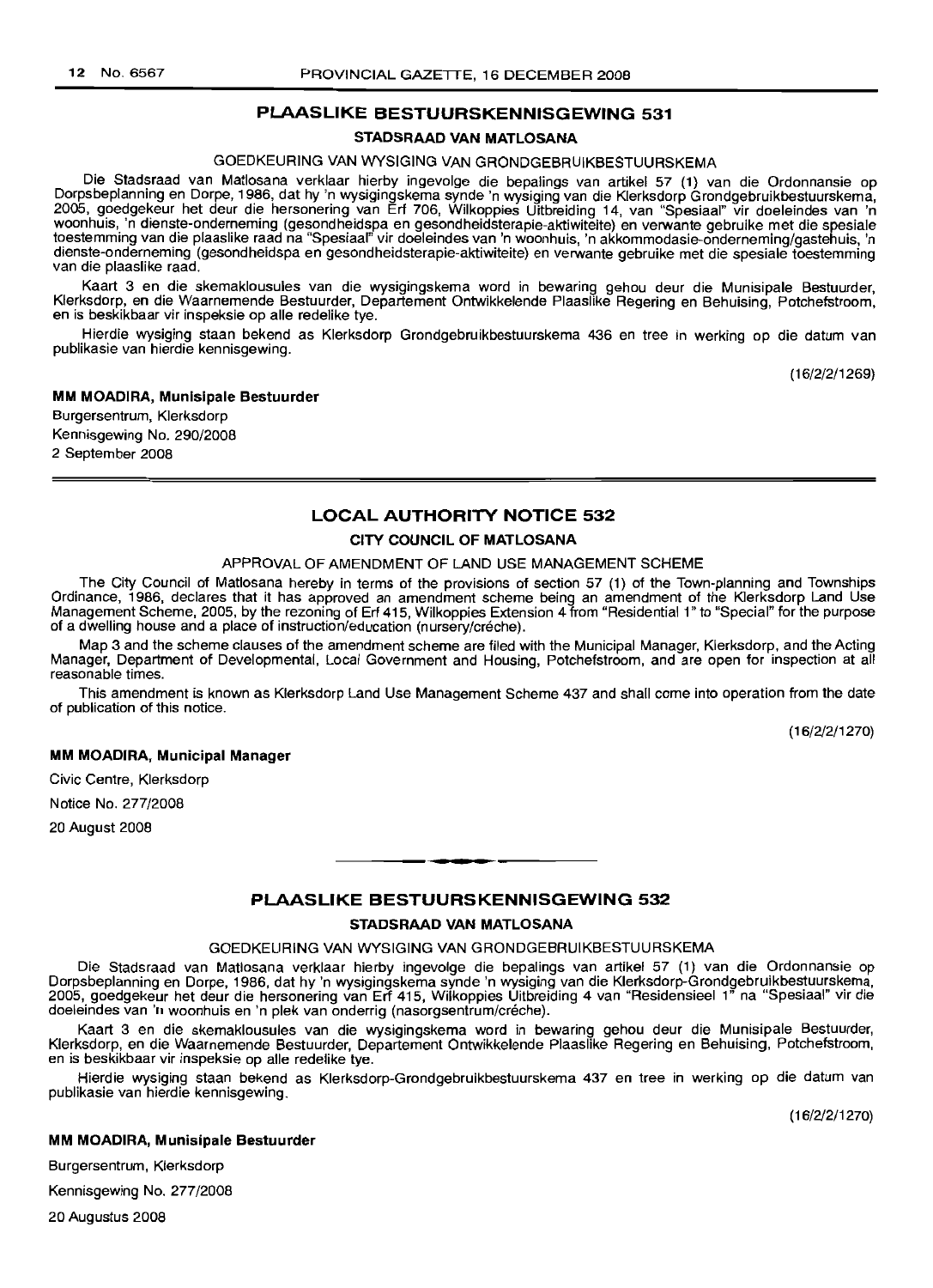## PLAASLIKE BESTUURSKENNISGEWING 531

### STADSRAAD VAN MATLOSANA

GOEDKEURING VAN WYSIGING VAN GRONDGEBRUIKBESTUURSKEMA

Die Stadsraad van Matlosana verklaar hierby ingevolge die bepalings van artikel 57 (1) van die Ordonnansie op Dorpsbeplanning en Dorpe, 1986, dat hy 'n wysigingskema synde 'n wysiging van die Klerksdorp Grondgebruikbestuurskema, 2005, goedgekeur het deur die hersonering van Erf 706, Wilkoppies Uitbreiding 14, van "Spesiaal" vir doeleindes van 'n woonhuis, 'n dienste-onderneming (gesondheidspa en gesondheidsterapie-aktiwiteite) en verwante gebruike met die spesiale toestemming van die plaaslike raad na "Spesiaal" vir doeleindes van 'n woonhuis, 'n akkommodasie-onderneming/gastehuis, 'n dienste-onderneming (gesondheidspa en gesondheidsterapie-aktiwiteite) en verwante gebruike met die spesiale toestemming van die plaaslike raad.

Kaart 3 en die skemaklousules van die wysigingskema word in bewaring gehou deur die Munisipale Bestuurder, Klerksdorp, en die Waarnemende Bestuurder, Departement Ontwikkelende Plaaslike Regering en Behuising, Potchefstroom, en is beskikbaar vir inspeksie op alle redelike tye.

Hierdie wysiging staan bekend as Klerksdorp Grondgebruikbestuurskema 436 en tree in werking op die datum van publikasie van hierdie kennisgewing.

(16/2/2/1269)

**MM MOADIRA, Munisipale Bestuurder**

Burgersentrum, Klerksdorp

Kennisgewing No. 290/2008

2 September 2008

---

## LOCAL AUTHORITY NOTICE 532

### CITY COUNCIL OF MATLOSANA

APPROVAL OF AMENDMENT OF LAND USE MANAGEMENT SCHEME

The City Council of Matlosana hereby in terms of the provisions of section 57 (1) of the Town-planning and Townships Ordinance, 1986, declares that it has approved an amendment scheme being an amendment of the Klerksdorp Land Use Management Scheme, 2005, by the rezoning of Erf 415, Wilkoppies Extension 4 from "Residential 1" to "Special" for the purpose of a dwelling house and a place of instruction/education (nursery/créche).

Map 3 and the scheme clauses of the amendment scheme are filed with the Municipal Manager, Klerksdorp, and the Acting Manager, Department of Developmental, Local Government and Housing, Potchefstroom, and are open for inspection at all reasonable times.

This amendment is known as Klerksdorp Land Use Management Scheme 437 and shall come into operation from the date of publication of this notice.

(16/2/2/1270)

**MM MOADIRA, Municipal Manager**

Civic Centre, Klerksdorp

Notice No. 277/2008

20 August 2008

---

## PLAASLIKE BESTUURSKENNISGEWING 532

### STADSRAAD VAN MATLOSANA

GOEDKEURING VAN WYSIGING VAN GRONDGEBRUIKBESTUURSKEMA

Die Stadsraad van Matlosana verklaar hierby ingevolge die bepalings van artikel 57 (1) van die Ordonnansie op Dorpsbeplanning en Dorpe, 1986, dat hy 'n wysigingskema synde 'n wysiging van die Klerksdorp-Grondgebruikbestuurskema, 2005, goedgekeur het deur die hersonering van Erf 415, Wilkoppies Uitbreiding 4 van "Residensieel 1" na "Spesiaal" vir die doeleindes van 'n woonhuis en 'n plek van onderrig (nasorgsentrum/créche).

Kaart 3 en die skemaklousules van die wysigingskema word in bewaring gehou deur die Munisipale Bestuurder, Klerksdorp, en die Waarnemende Bestuurder, Departement Ontwikkelende Plaaslike Regering en Behuising, Potchefstroom, en is beskikbaar vir inspeksie op alle redelike tye.

Hierdie wysiging staan bekend as Klerksdorp-Grondgebruikbestuurskema 437 en tree in werking op die datum van publikasie van hierdie kennisgewing.

(16/2/2/1270)

**MM MOADIRA, Munisipale Bestuurder**

Burgersentrum, Klerksdorp

Kennisgewing No. 277/2008

20 Augustus 2008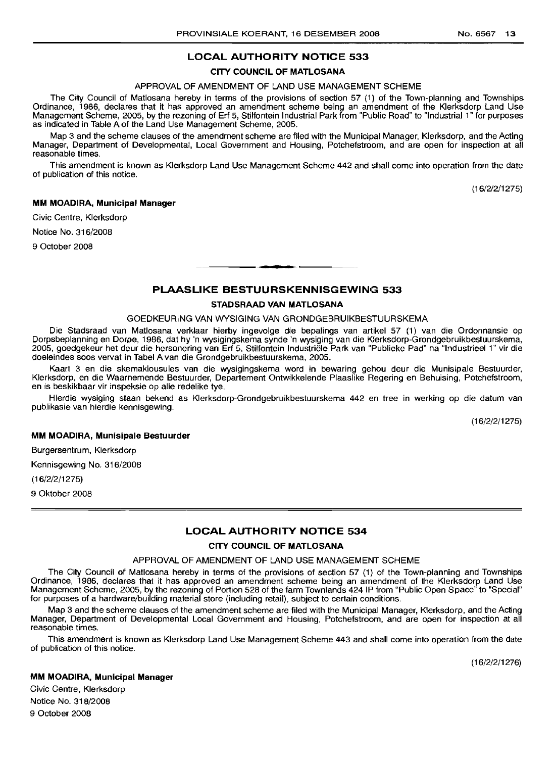## LOCAL AUTHORITY NOTICE 533

### CITY COUNCIL OF MATLOSANA

APPROVAL OF AMENDMENT OF LAND USE MANAGEMENT SCHEME

The City Council of Matlosana hereby in terms of the provisions of section 57 (1) of the Town-planning and Townships Ordinance, 1986, declares that it has approved an amendment scheme being an amendment of the Klerksdorp Land Use Management Scheme, 2005, by the rezoning of Erf 5, Stilfontein Industrial Park from "Public Road" to "Industrial 1" for purposes as indicated in Table A of the Land Use Management Scheme, 2005.

Map 3 and the scheme clauses of the amendment scheme are filed with the Municipal Manager, Klerksdorp, and the Acting Manager, Department of Developmental, Local Government and Housing, Potchefstroom, and are open for inspection at all reasonable times.

This amendment is known as Klerksdorp Land Use Management Scheme 442 and shall come into operation from the date of publication of this notice.

(16/2/2/1275)

**MM MOADIRA, Municipal Manager**

Civic Centre, Klerksdorp

Notice No. 316/2008

9 October 2008

---

## PLAASLIKE BESTUURSKENNISGEWING 533

### STADSRAAD VAN MATLOSANA

GOEDKEURING VAN WYSIGING VAN GRONDGEBRUIKBESTUURSKEMA

Die Stadsraad van Matlosana verklaar hierby ingevolge die bepalings van artikel 57 (1) van die Ordonnansie op Dorpsbeplanning en Dorpe, 1986, dat hy 'n wysigingskema synde 'n wysiging van die Klerksdorp-Grondgebruikbestuurskema, 2005, goedgekeur het deur die hersonering van Erf 5, Stilfontein Industriële Park van "Publieke Pad" na "Industrieel 1" vir die doeleindes soos vervat in Tabel A van die Grondgebruikbestuurskema, 2005.

Kaart 3 en die skemaklousules van die wysigingskema word in bewaring gehou deur die Munisipale Bestuurder, Klerksdorp, en die Waarnemende Bestuurder, Departement Ontwikkelende Plaaslike Regering en Behuising, Potchefstroom, en is beskikbaar vir inspeksie op alle redelike tye.

Hierdie wysiging staan bekend as Klerksdorp-Grondgebruikbestuurskema 442 en tree in werking op die datum van publikasie van hierdie kennisgewing.

(16/2/2/1275)

**MM MOADIRA, Munisipale Bestuurder**

Burgersentrum, Klerksdorp

Kennisgewing No. 316/2008

(16/2/2/1275)

9 Oktober 2008

---

## LOCAL AUTHORITY NOTICE 534

### CITY COUNCIL OF MATLOSANA

APPROVAL OF AMENDMENT OF LAND USE MANAGEMENT SCHEME

The City Council of Matlosana hereby in terms of the provisions of section 57 (1) of the Town-planning and Townships Ordinance, 1986, declares that it has approved an amendment scheme being an amendment of the Klerksdorp Land Use Management Scheme, 2005, by the rezoning of Portion 528 of the farm Townlands 424 IP from "Public Open Space" to "Special" for purposes of a hardware/building material store (including retail), subject to certain conditions.

Map 3 and the scheme clauses of the amendment scheme are filed with the Municipal Manager, Klerksdorp, and the Acting Manager, Department of Developmental Local Government and Housing, Potchefstroom, and are open for inspection at all reasonable times.

This amendment is known as Klerksdorp Land Use Management Scheme 443 and shall come into operation from the date of publication of this notice.

(16/2/2/1276)

**MM MOADIRA, Municipal Manager**

Civic Centre, Klerksdorp

Notice No. 318/2008

9 October 2008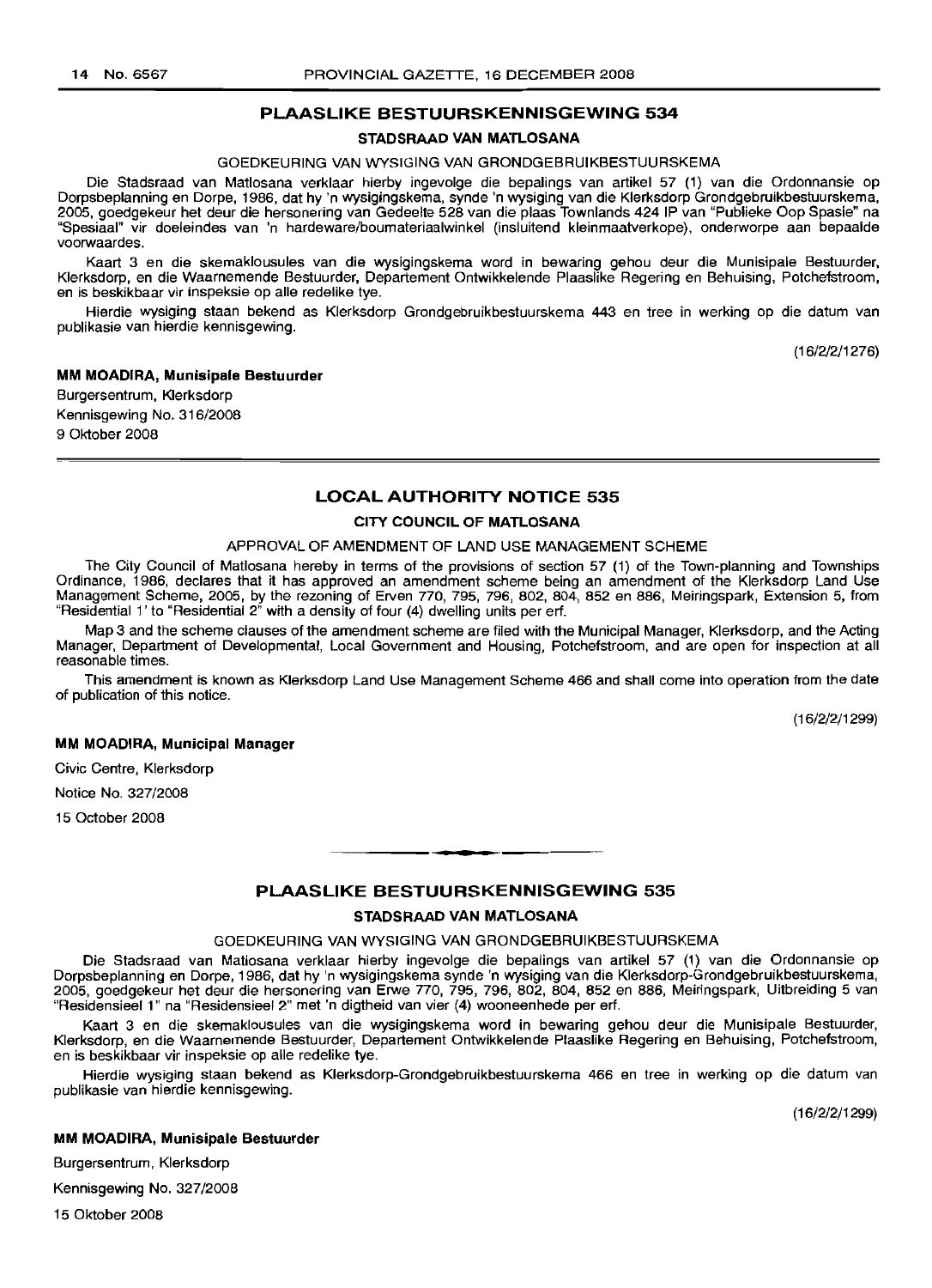## PLAASLIKE BESTUURSKENNISGEWING 534

### STADSRAAD VAN MATLOSANA

GOEDKEURING VAN WYSIGING VAN GRONDGEBRUIKBESTUURSKEMA

Die Stadsraad van Matlosana verklaar hierby ingevolge die bepalings van artikel 57 (1) van die Ordonnansie op Dorpsbeplanning en Dorpe, 1986, dat hy 'n wysigingskema, synde 'n wysiging van die Klerksdorp Grondgebruikbestuurskema, 2005, goedgekeur het deur die hersonering van Gedeelte 528 van die plaas Townlands 424 IP van "Publieke Oop Spasie" na "Spesiaal" vir doeleindes van 'n hardeware/boumateriaalwinkel (insluitend kleinmaatverkope), onderworpe aan bepaalde voorwaardes.

Kaart 3 en die skemaklousules van die wysigingskema word in bewaring gehou deur die Munisipale Bestuurder, Klerksdorp, en die Waarnemende Bestuurder, Departement Ontwikkelende Plaaslike Regering en Behuising, Potchefstroom, en is beskikbaar vir inspeksie op alle redelike tye.

Hierdie wysiging staan bekend as Klerksdorp Grondgebruikbestuurskema 443 en tree in werking op die datum van publikasie van hierdie kennisgewing.

(16/2/2/1276)

**MM MOADIRA, Munisipale Bestuurder**

Burgersentrum, Klerksdorp

Kennisgewing No. 316/2008

9 Oktober 2008

---

## LOCAL AUTHORITY NOTICE 535

### CITY COUNCIL OF MATLOSANA

APPROVAL OF AMENDMENT OF LAND USE MANAGEMENT SCHEME

The City Council of Matlosana hereby in terms of the provisions of section 57 (1) of the Town-planning and Townships Ordinance, 1986, declares that it has approved an amendment scheme being an amendment of the Klerksdorp Land Use Management Scheme, 2005, by the rezoning of Erven 770, 795, 796, 802, 804, 852 en 886, Meiringspark, Extension 5, from "Residential 1' to "Residential 2" with a density of four (4) dwelling units per erf.

Map 3 and the scheme clauses of the amendment scheme are filed with the Municipal Manager, Klerksdorp, and the Acting Manager, Department of Developmental, Local Government and Housing, Potchefstroom, and are open for inspection at all reasonable times.

This amendment is known as Klerksdorp Land Use Management Scheme 466 and shall come into operation from the date of publication of this notice.

(16/2/2/1299)

**MM MOADIRA, Municipal Manager**

Civic Centre, Klerksdorp

Notice No. 327/2008

15 October 2008

---

## PLAASLIKE BESTUURSKENNISGEWING 535

### STADSRAAD VAN MATLOSANA

GOEDKEURING VAN WYSIGING VAN GRONDGEBRUIKBESTUURSKEMA

Die Stadsraad van Matlosana verklaar hierby ingevolge die bepalings van artikel 57 (1) van die Ordonnansie op Dorpsbeplanning en Dorpe, 1986, dat hy 'n wysigingskema synde 'n wysiging van die Klerksdorp-Grondgebruikbestuurskema, 2005, goedgekeur het deur die hersonering van Erwe 770, 795, 796, 802, 804, 852 en 886, Meiringspark, Uitbreiding 5 van "Residensieel 1" na "Residensieel 2" met 'n digtheid van vier (4) wooneenhede per erf.

Kaart 3 en die skemaklousules van die wysigingskema word in bewaring gehou deur die Munisipale Bestuurder, Klerksdorp, en die Waarnemende Bestuurder, Departement Ontwikkelende Plaaslike Regering en Behuising, Potchefstroom, en is beskikbaar vir inspeksie op alle redelike tye.

Hierdie wysiging staan bekend as Klerksdorp-Grondgebruikbestuurskema 466 en tree in werking op die datum van publikasie van hierdie kennisgewing.

(16/2/2/1299)

**MM MOADIRA, Munisipale Bestuurder**

Burgersentrum, Klerksdorp

Kennisgewing No. 327/2008

15 Oktober 2008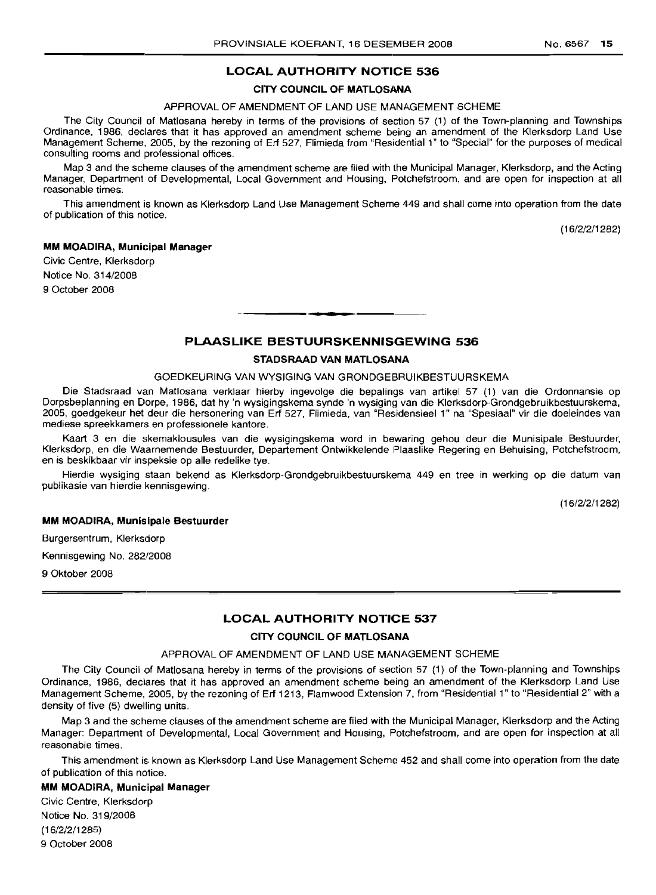## LOCAL AUTHORITY NOTICE 536

### CITY COUNCIL OF MATLOSANA

APPROVAL OF AMENDMENT OF LAND USE MANAGEMENT SCHEME

The City Council of Matlosana hereby in terms of the provisions of section 57 (1) of the Town-planning and Townships Ordinance, 1986, declares that it has approved an amendment scheme being an amendment of the Klerksdorp Land Use Management Scheme, 2005, by the rezoning of Erf 527, Flimieda from "Residential 1" to "Special" for the purposes of medical consulting rooms and professional offices.

Map 3 and the scheme clauses of the amendment scheme are filed with the Municipal Manager, Klerksdorp, and the Acting Manager, Department of Developmental, Local Government and Housing, Potchefstroom, and are open for inspection at all reasonable times.

This amendment is known as Klerksdorp Land Use Management Scheme 449 and shall come into operation from the date of publication of this notice.

(16/2/2/1282)

**MM MOADIRA, Municipal Manager**

Civic Centre, Klerksdorp

Notice No. 314/2008

9 October 2008

## PLAASLIKE BESTUURSKENNISGEWING 536

### STADSRAAD VAN MATLOSANA

GOEDKEURING VAN WYSIGING VAN GRONDGEBRUIKBESTUURSKEMA

Die Stadsraad van Matlosana verklaar hierby ingevolge die bepalings van artikel 57 (1) van die Ordonnansie op Dorpsbeplanning en Dorpe, 1986, dat hy 'n wysigingskema synde 'n wysiging van die Klerksdorp-Grondgebruikbestuurskema, 2005, goedgekeur het deur die hersonering van Erf 527, Flimieda, van "Residensieel 1" na "Spesiaal" vir die doeleindes van mediese spreekkamers en professionele kantore.

Kaart 3 en die skemaklousules van die wysigingskema word in bewaring gehou deur die Munisipale Bestuurder, Klerksdorp, en die Waarnemende Bestuurder, Departement Ontwikkelende Plaaslike Regering en Behuising, Potchefstroom, en is beskikbaar vir inspeksie op alle redelike tye.

Hierdie wysiging staan bekend as Klerksdorp-Grondgebruikbestuurskema 449 en tree in werking op die datum van publikasie van hierdie kennisgewing.

(16/2/2/1282)

**MM MOADIRA, Munisipale Bestuurder**

Burgersentrum, Klerksdorp

Kennisgewing No. 282/2008

9 Oktober 2008

## LOCAL AUTHORITY NOTICE 537

### CITY COUNCIL OF MATLOSANA

APPROVAL OF AMENDMENT OF LAND USE MANAGEMENT SCHEME

The City Council of Matlosana hereby in terms of the provisions of section 57 (1) of the Town-planning and Townships Ordinance, 1986, declares that it has approved an amendment scheme being an amendment of the Klerksdorp Land Use Management Scheme, 2005, by the rezoning of Erf 1213, Flamwood Extension 7, from "Residential 1" to "Residential 2" with a density of five (5) dwelling units.

Map 3 and the scheme clauses of the amendment scheme are filed with the Municipal Manager, Klerksdorp and the Acting Manager: Department of Developmental, Local Government and Housing, Potchefstroom, and are open for inspection at all reasonable times.

This amendment is known as Klerksdorp Land Use Management Scheme 452 and shall come into operation from the date of publication of this notice.

**MM MOADIRA, Municipal Manager**

Civic Centre, Klerksdorp

Notice No. 319/2008

(16/2/2/1285)

9 October 2008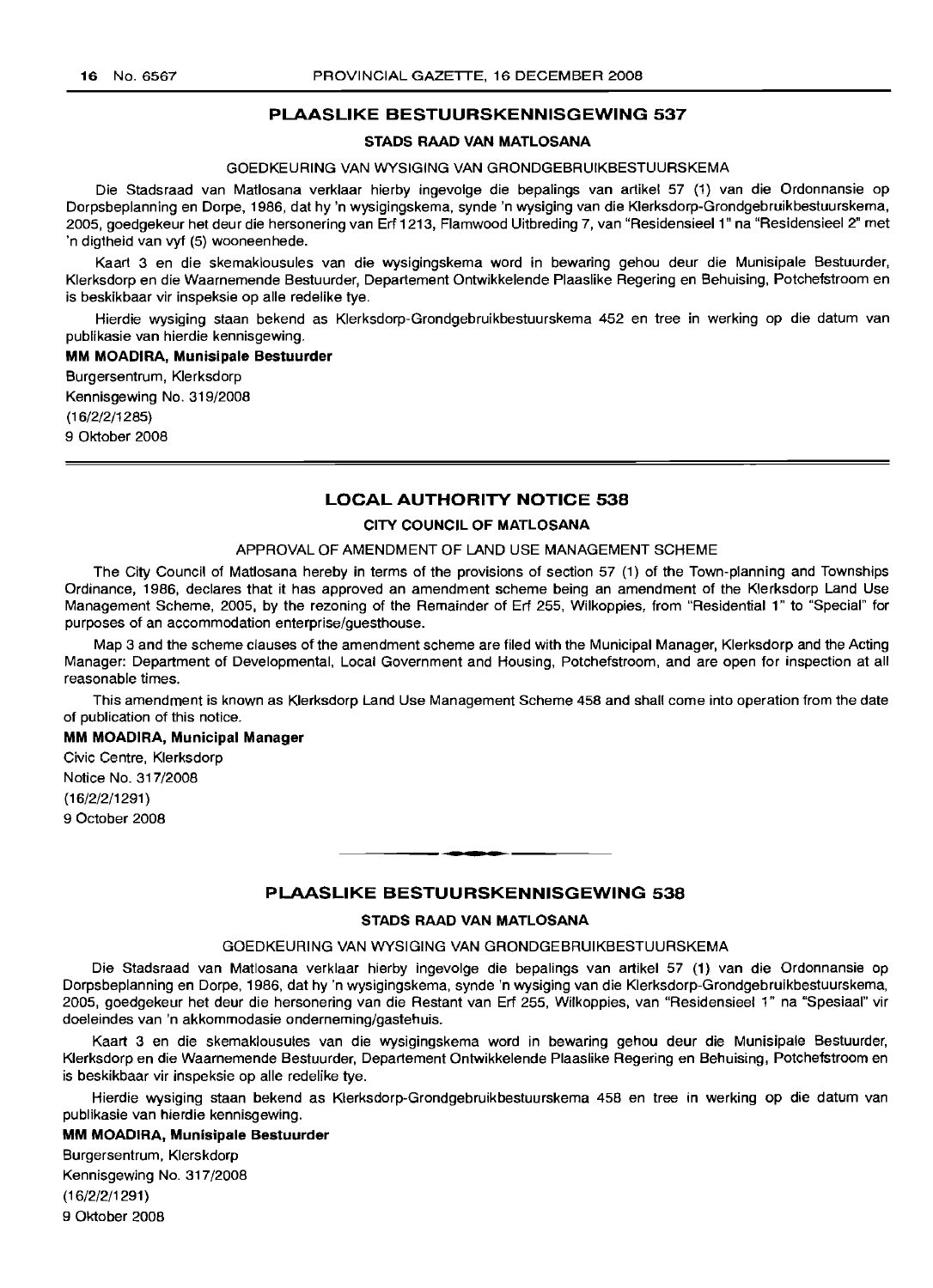## PLAASLIKE BESTUURSKENNISGEWING 537

### STADS RAAD VAN MATLOSANA

GOEDKEURING VAN WYSIGING VAN GRONDGEBRUIKBESTUURSKEMA

Die Stadsraad van Matlosana verklaar hierby ingevolge die bepalings van artikel 57 (1) van die Ordonnansie op Dorpsbeplanning en Dorpe, 1986, dat hy 'n wysigingskema, synde 'n wysiging van die Klerksdorp-Grondgebruikbestuurskema, 2005, goedgekeur het deur die hersonering van Erf 1213, Flamwood Uitbreding 7, van "Residensieel 1" na "Residensieel 2" met 'n digtheid van vyf (5) wooneenhede.

Kaart 3 en die skemaklousules van die wysigingskema word in bewaring gehou deur die Munisipale Bestuurder, Klerksdorp en die Waarnemende Bestuurder, Departement Ontwikkelende Plaaslike Regering en Behuising, Potchefstroom en is beskikbaar vir inspeksie op alle redelike tye.

Hierdie wysiging staan bekend as Klerksdorp-Grondgebruikbestuurskema 452 en tree in werking op die datum van publikasie van hierdie kennisgewing.

**MM MOADIRA, Munisipale Bestuurder**

Burgersentrum, Klerksdorp
Kennisgewing No. 319/2008
(16/2/2/1285)
9 Oktober 2008

---

## LOCAL AUTHORITY NOTICE 538

### CITY COUNCIL OF MATLOSANA

APPROVAL OF AMENDMENT OF LAND USE MANAGEMENT SCHEME

The City Council of Matlosana hereby in terms of the provisions of section 57 (1) of the Town-planning and Townships Ordinance, 1986, declares that it has approved an amendment scheme being an amendment of the Klerksdorp Land Use Management Scheme, 2005, by the rezoning of the Remainder of Erf 255, Wilkoppies, from "Residential 1" to "Special" for purposes of an accommodation enterprise/guesthouse.

Map 3 and the scheme clauses of the amendment scheme are filed with the Municipal Manager, Klerksdorp and the Acting Manager: Department of Developmental, Local Government and Housing, Potchefstroom, and are open for inspection at all reasonable times.

This amendment is known as Klerksdorp Land Use Management Scheme 458 and shall come into operation from the date of publication of this notice.

**MM MOADIRA, Municipal Manager**

Civic Centre, Klerksdorp
Notice No. 317/2008
(16/2/2/1291)
9 October 2008

---

## PLAASLIKE BESTUURSKENNISGEWING 538

### STADS RAAD VAN MATLOSANA

GOEDKEURING VAN WYSIGING VAN GRONDGEBRUIKBESTUURSKEMA

Die Stadsraad van Matlosana verklaar hierby ingevolge die bepalings van artikel 57 (1) van die Ordonnansie op Dorpsbeplanning en Dorpe, 1986, dat hy 'n wysigingskema, synde 'n wysiging van die Klerksdorp-Grondgebruikbestuurskema, 2005, goedgekeur het deur die hersonering van die Restant van Erf 255, Wilkoppies, van "Residensieel 1" na "Spesiaal" vir doeleindes van 'n akkommodasie onderneming/gastehuis.

Kaart 3 en die skemaklousules van die wysigingskema word in bewaring gehou deur die Munisipale Bestuurder, Klerksdorp en die Waarnemende Bestuurder, Departement Ontwikkelende Plaaslike Regering en Behuising, Potchefstroom en is beskikbaar vir inspeksie op alle redelike tye.

Hierdie wysiging staan bekend as Klerksdorp-Grondgebruikbestuurskema 458 en tree in werking op die datum van publikasie van hierdie kennisgewing.

**MM MOADIRA, Munisipale Bestuurder**

Burgersentrum, Klerskdorp
Kennisgewing No. 317/2008
(16/2/2/1291)
9 Oktober 2008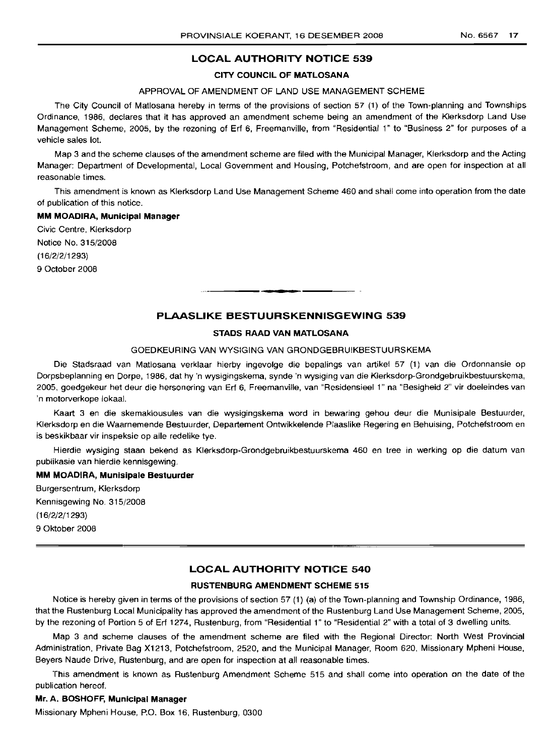## LOCAL AUTHORITY NOTICE 539

### CITY COUNCIL OF MATLOSANA

APPROVAL OF AMENDMENT OF LAND USE MANAGEMENT SCHEME

The City Council of Matlosana hereby in terms of the provisions of section 57 (1) of the Town-planning and Townships Ordinance, 1986, declares that it has approved an amendment scheme being an amendment of the Klerksdorp Land Use Management Scheme, 2005, by the rezoning of Erf 6, Freemanville, from "Residential 1" to "Business 2" for purposes of a vehicle sales lot.

Map 3 and the scheme clauses of the amendment scheme are filed with the Municipal Manager, Klerksdorp and the Acting Manager: Department of Developmental, Local Government and Housing, Potchefstroom, and are open for inspection at all reasonable times.

This amendment is known as Klerksdorp Land Use Management Scheme 460 and shall come into operation from the date of publication of this notice.

**MM MOADIRA, Municipal Manager**

Civic Centre, Klerksdorp
Notice No. 315/2008
(16/2/2/1293)
9 October 2008

## PLAASLIKE BESTUURSKENNISGEWING 539

### STADS RAAD VAN MATLOSANA

GOEDKEURING VAN WYSIGING VAN GRONDGEBRUIKBESTUURSKEMA

Die Stadsraad van Matlosana verklaar hierby ingevolge die bepalings van artikel 57 (1) van die Ordonnansie op Dorpsbeplanning en Dorpe, 1986, dat hy 'n wysigingskema, synde 'n wysiging van die Klerksdorp-Grondgebruikbestuurskema, 2005, goedgekeur het deur die hersonering van Erf 6, Freemanville, van "Residensieel 1" na "Besigheid 2" vir doeleindes van 'n motorverkope lokaal.

Kaart 3 en die skemaklousules van die wysigingskema word in bewaring gehou deur die Munisipale Bestuurder, Klerksdorp en die Waarnemende Bestuurder, Departement Ontwikkelende Plaaslike Regering en Behuising, Potchefstroom en is beskikbaar vir inspeksie op alle redelike tye.

Hierdie wysiging staan bekend as Klerksdorp-Grondgebruikbestuurskema 460 en tree in werking op die datum van publikasie van hierdie kennisgewing.

**MM MOADIRA, Munisipale Bestuurder**

Burgersentrum, Klerksdorp
Kennisgewing No. 315/2008
(16/2/2/1293)
9 Oktober 2008

## LOCAL AUTHORITY NOTICE 540

### RUSTENBURG AMENDMENT SCHEME 515

Notice is hereby given in terms of the provisions of section 57 (1) (a) of the Town-planning and Township Ordinance, 1986, that the Rustenburg Local Municipality has approved the amendment of the Rustenburg Land Use Management Scheme, 2005, by the rezoning of Portion 5 of Erf 1274, Rustenburg, from "Residential 1" to "Residential 2" with a total of 3 dwelling units.

Map 3 and scheme clauses of the amendment scheme are filed with the Regional Director: North West Provincial Administration, Private Bag X1213, Potchefstroom, 2520, and the Municipal Manager, Room 620, Missionary Mpheni House, Beyers Naude Drive, Rustenburg, and are open for inspection at all reasonable times.

This amendment is known as Rustenburg Amendment Scheme 515 and shall come into operation on the date of the publication hereof.

**Mr. A. BOSHOFF, Municipal Manager**

Missionary Mpheni House, P.O. Box 16, Rustenburg, 0300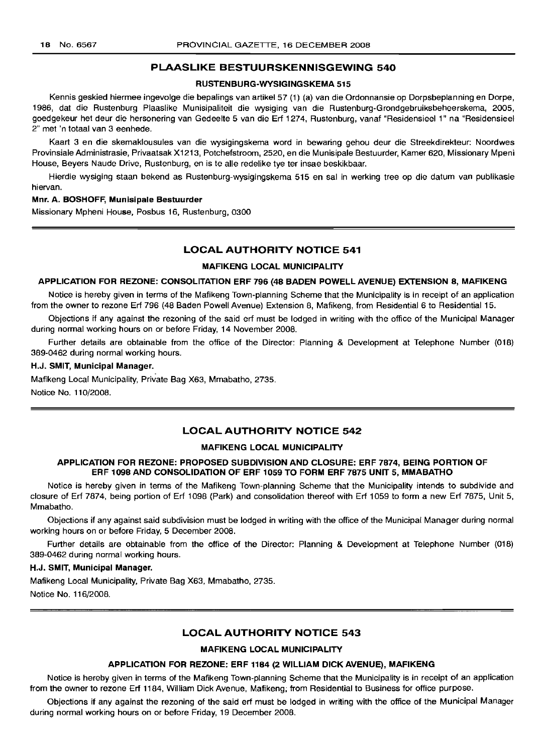## PLAASLIKE BESTUURSKENNISGEWING 540

### RUSTENBURG-WYSIGINGSKEMA 515

Kennis geskied hiermee ingevolge die bepalings van artikel 57 (1) (a) van die Ordonnansie op Dorpsbeplanning en Dorpe, 1986, dat die Rustenburg Plaaslike Munisipaliteit die wysiging van die Rustenburg-Grondgebruiksbeheerskema, 2005, goedgekeur het deur die hersonering van Gedeelte 5 van die Erf 1274, Rustenburg, vanaf "Residensieel 1" na "Residensieel 2" met 'n totaal van 3 eenhede.

Kaart 3 en die skemaklousules van die wysigingskema word in bewaring gehou deur die Streekdirekteur: Noordwes Provinsiale Administrasie, Privaatsak X1213, Potchefstroom, 2520, en die Munisipale Bestuurder, Kamer 620, Missionary Mpeni House, Beyers Naude Drive, Rustenburg, en is te alle redelike tye ter insae beskikbaar.

Hierdie wysiging staan bekend as Rustenburg-wysigingskema 515 en sal in werking tree op die datum van publikasie hiervan.

**Mnr. A. BOSHOFF, Munisipale Bestuurder**

Missionary Mpheni House, Posbus 16, Rustenburg, 0300

## LOCAL AUTHORITY NOTICE 541

### MAFIKENG LOCAL MUNICIPALITY

### APPLICATION FOR REZONE: CONSOLITATION ERF 796 (48 BADEN POWELL AVENUE) EXTENSION 8, MAFIKENG

Notice is hereby given in terms of the Mafikeng Town-planning Scheme that the Municipality is in receipt of an application from the owner to rezone Erf 796 (48 Baden Powell Avenue) Extension 8, Mafikeng, from Residential 6 to Residential 15.

Objections if any against the rezoning of the said erf must be lodged in writing with the office of the Municipal Manager during normal working hours on or before Friday, 14 November 2008.

Further details are obtainable from the office of the Director: Planning & Development at Telephone Number (018) 389-0462 during normal working hours.

**H.J. SMIT, Municipal Manager.**

Mafikeng Local Municipality, Private Bag X63, Mmabatho, 2735.

Notice No. 110/2008.

## LOCAL AUTHORITY NOTICE 542

### MAFIKENG LOCAL MUNICIPALITY

### APPLICATION FOR REZONE: PROPOSED SUBDIVISION AND CLOSURE: ERF 7874, BEING PORTION OF ERF 1098 AND CONSOLIDATION OF ERF 1059 TO FORM ERF 7875 UNIT 5, MMABATHO

Notice is hereby given in terms of the Mafikeng Town-planning Scheme that the Municipality intends to subdivide and closure of Erf 7874, being portion of Erf 1098 (Park) and consolidation thereof with Erf 1059 to form a new Erf 7875, Unit 5, Mmabatho.

Objections if any against said subdivision must be lodged in writing with the office of the Municipal Manager during normal working hours on or before Friday, 5 December 2008.

Further details are obtainable from the office of the Director: Planning & Development at Telephone Number (018) 389-0462 during normal working hours.

**H.J. SMIT, Municipal Manager.**

Mafikeng Local Municipality, Private Bag X63, Mmabatho, 2735.

Notice No. 116/2008.

## LOCAL AUTHORITY NOTICE 543

### MAFIKENG LOCAL MUNICIPALITY

### APPLICATION FOR REZONE: ERF 1184 (2 WILLIAM DICK AVENUE), MAFIKENG

Notice is hereby given in terms of the Mafikeng Town-planning Scheme that the Municipality is in receipt of an application from the owner to rezone Erf 1184, William Dick Avenue, Mafikeng, from Residential to Business for office purpose.

Objections if any against the rezoning of the said erf must be lodged in writing with the office of the Municipal Manager during normal working hours on or before Friday, 19 December 2008.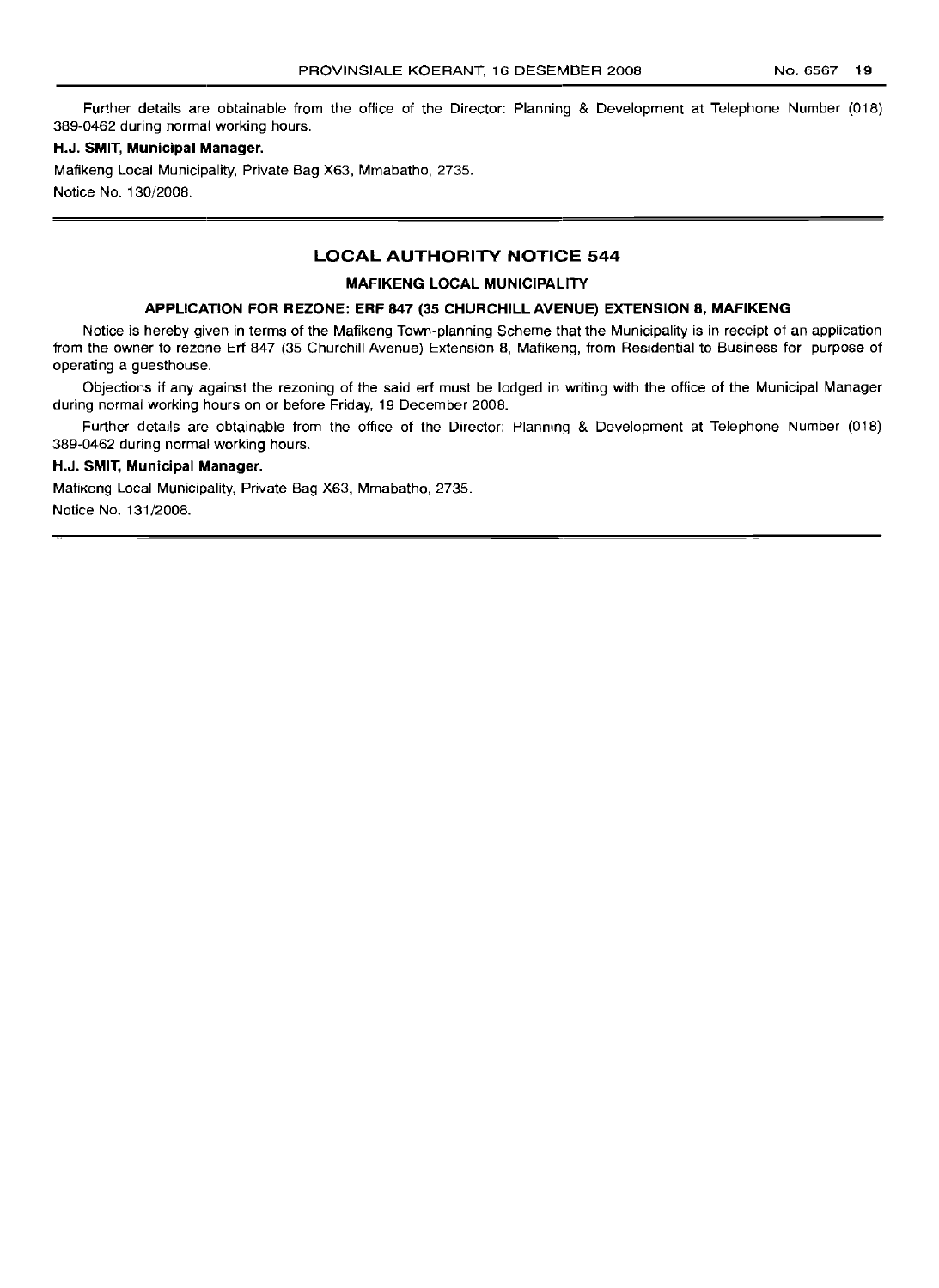Further details are obtainable from the office of the Director: Planning & Development at Telephone Number (018) 389-0462 during normal working hours.

**H.J. SMIT, Municipal Manager.**

Mafikeng Local Municipality, Private Bag X63, Mmabatho, 2735.

Notice No. 130/2008.

## LOCAL AUTHORITY NOTICE 544

### MAFIKENG LOCAL MUNICIPALITY

### APPLICATION FOR REZONE: ERF 847 (35 CHURCHILL AVENUE) EXTENSION 8, MAFIKENG

Notice is hereby given in terms of the Mafikeng Town-planning Scheme that the Municipality is in receipt of an application from the owner to rezone Erf 847 (35 Churchill Avenue) Extension 8, Mafikeng, from Residential to Business for purpose of operating a guesthouse.

Objections if any against the rezoning of the said erf must be lodged in writing with the office of the Municipal Manager during normal working hours on or before Friday, 19 December 2008.

Further details are obtainable from the office of the Director: Planning & Development at Telephone Number (018) 389-0462 during normal working hours.

**H.J. SMIT, Municipal Manager.**

Mafikeng Local Municipality, Private Bag X63, Mmabatho, 2735.

Notice No. 131/2008.